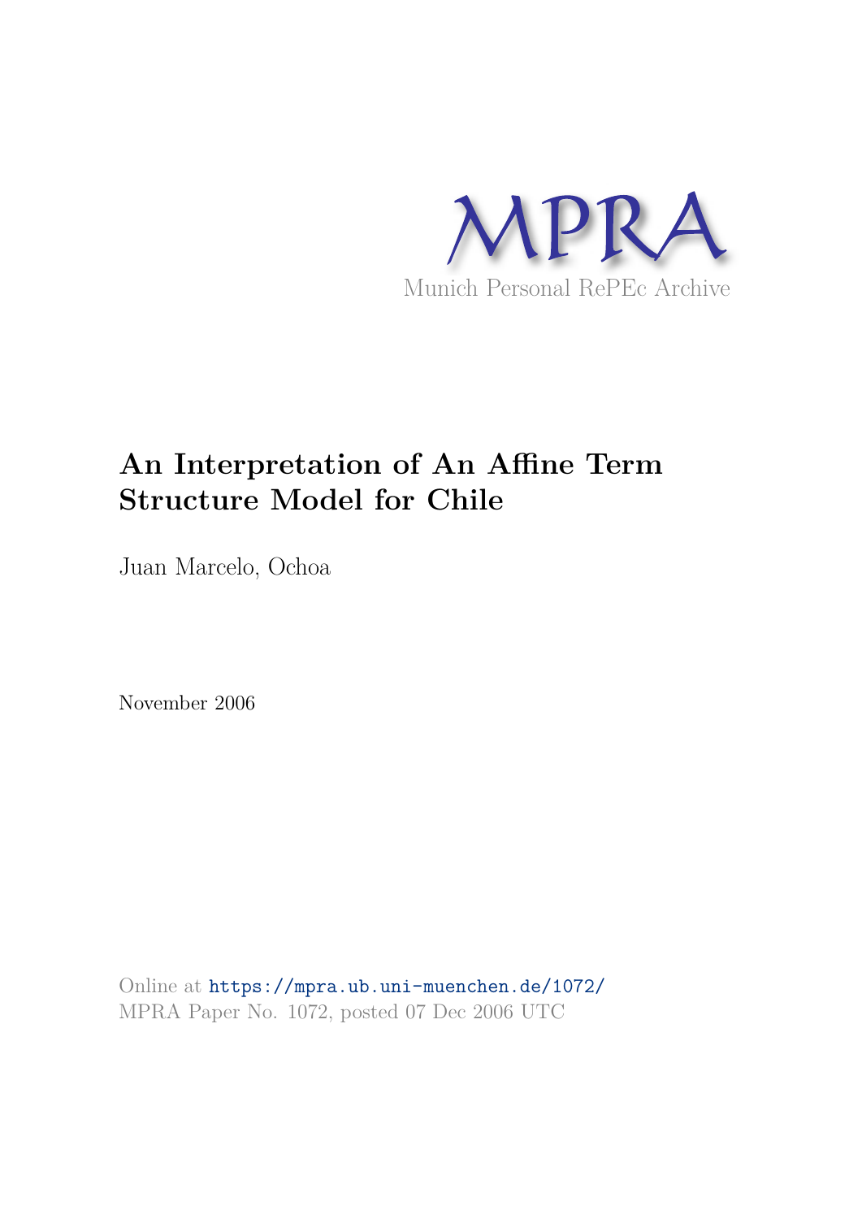MPRA

Munich Personal RePEc Archive

# An Interpretation of An Affine Term Structure Model for Chile

Juan Marcelo, Ochoa

November 2006

Online at https://mpra.ub.uni-muenchen.de/1072/
MPRA Paper No. 1072, posted 07 Dec 2006 UTC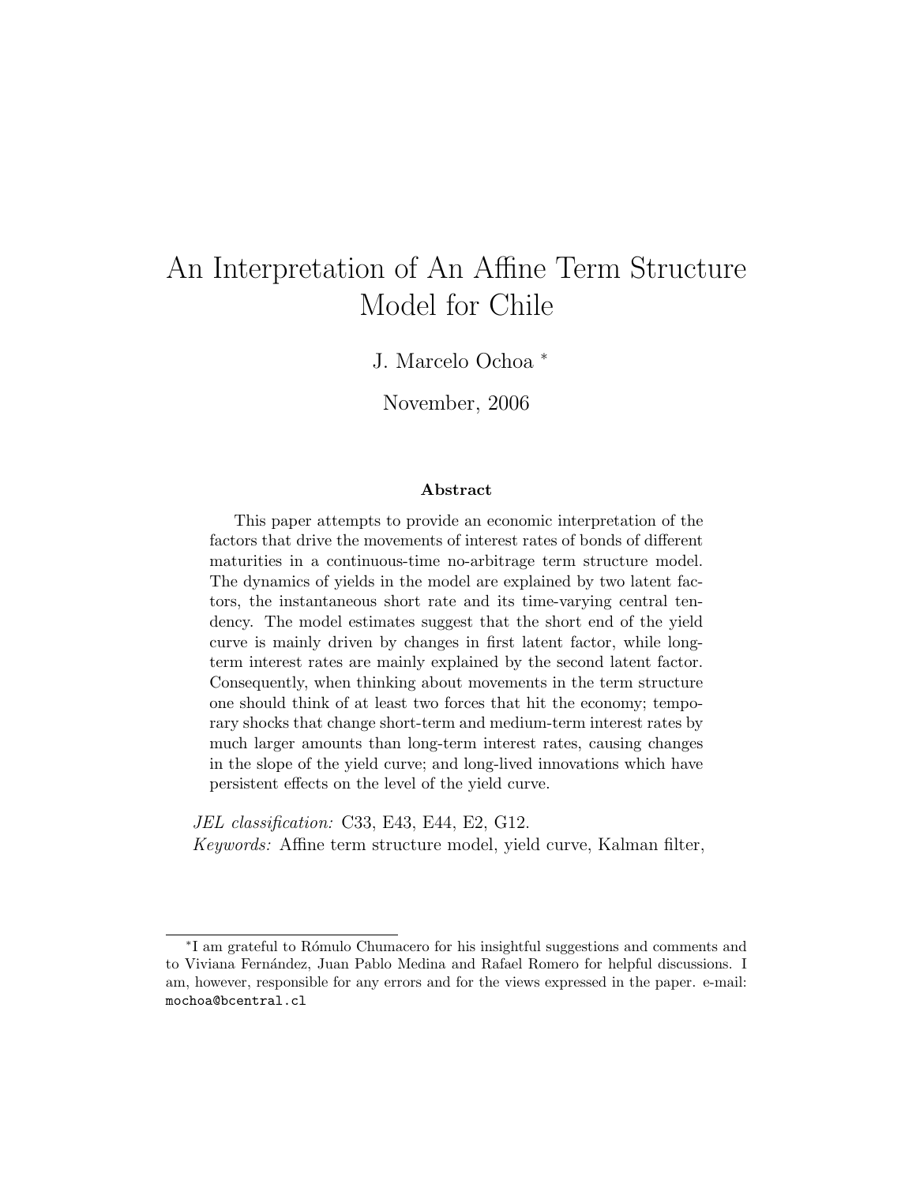# An Interpretation of An Affine Term Structure Model for Chile

J. Marcelo Ochoa [*]

November, 2006

### Abstract

This paper attempts to provide an economic interpretation of the factors that drive the movements of interest rates of bonds of different maturities in a continuous-time no-arbitrage term structure model. The dynamics of yields in the model are explained by two latent factors, the instantaneous short rate and its time-varying central tendency. The model estimates suggest that the short end of the yield curve is mainly driven by changes in first latent factor, while long-term interest rates are mainly explained by the second latent factor. Consequently, when thinking about movements in the term structure one should think of at least two forces that hit the economy; temporary shocks that change short-term and medium-term interest rates by much larger amounts than long-term interest rates, causing changes in the slope of the yield curve; and long-lived innovations which have persistent effects on the level of the yield curve.

*JEL classification:* C33, E43, E44, E2, G12.
*Keywords:* Affine term structure model, yield curve, Kalman filter,

---

[*] I am grateful to Rómulo Chumacero for his insightful suggestions and comments and to Viviana Fernández, Juan Pablo Medina and Rafael Romero for helpful discussions. I am, however, responsible for any errors and for the views expressed in the paper. e-mail: mochoa@bcentral.cl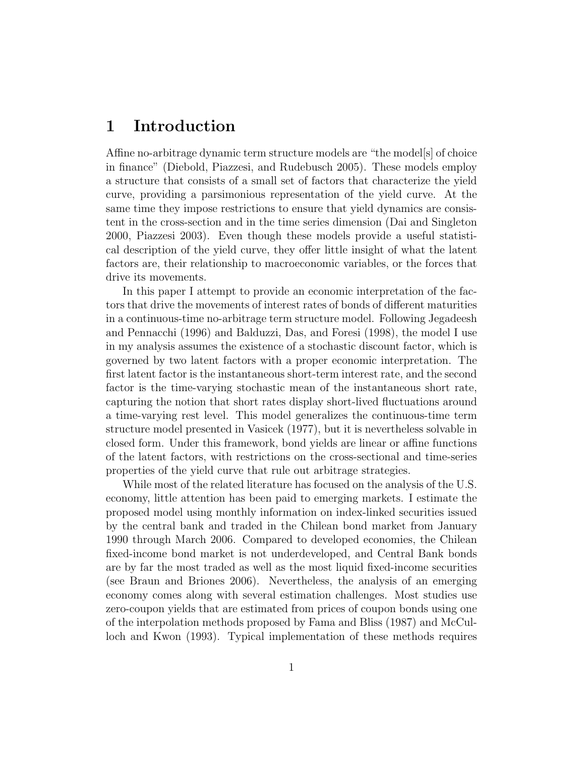# 1 Introduction

Affine no-arbitrage dynamic term structure models are "the model[s] of choice in finance" (Diebold, Piazzesi, and Rudebusch 2005). These models employ a structure that consists of a small set of factors that characterize the yield curve, providing a parsimonious representation of the yield curve. At the same time they impose restrictions to ensure that yield dynamics are consistent in the cross-section and in the time series dimension (Dai and Singleton 2000, Piazzesi 2003). Even though these models provide a useful statistical description of the yield curve, they offer little insight of what the latent factors are, their relationship to macroeconomic variables, or the forces that drive its movements.

In this paper I attempt to provide an economic interpretation of the factors that drive the movements of interest rates of bonds of different maturities in a continuous-time no-arbitrage term structure model. Following Jegadeesh and Pennacchi (1996) and Balduzzi, Das, and Foresi (1998), the model I use in my analysis assumes the existence of a stochastic discount factor, which is governed by two latent factors with a proper economic interpretation. The first latent factor is the instantaneous short-term interest rate, and the second factor is the time-varying stochastic mean of the instantaneous short rate, capturing the notion that short rates display short-lived fluctuations around a time-varying rest level. This model generalizes the continuous-time term structure model presented in Vasicek (1977), but it is nevertheless solvable in closed form. Under this framework, bond yields are linear or affine functions of the latent factors, with restrictions on the cross-sectional and time-series properties of the yield curve that rule out arbitrage strategies.

While most of the related literature has focused on the analysis of the U.S. economy, little attention has been paid to emerging markets. I estimate the proposed model using monthly information on index-linked securities issued by the central bank and traded in the Chilean bond market from January 1990 through March 2006. Compared to developed economies, the Chilean fixed-income bond market is not underdeveloped, and Central Bank bonds are by far the most traded as well as the most liquid fixed-income securities (see Braun and Briones 2006). Nevertheless, the analysis of an emerging economy comes along with several estimation challenges. Most studies use zero-coupon yields that are estimated from prices of coupon bonds using one of the interpolation methods proposed by Fama and Bliss (1987) and McCulloch and Kwon (1993). Typical implementation of these methods requires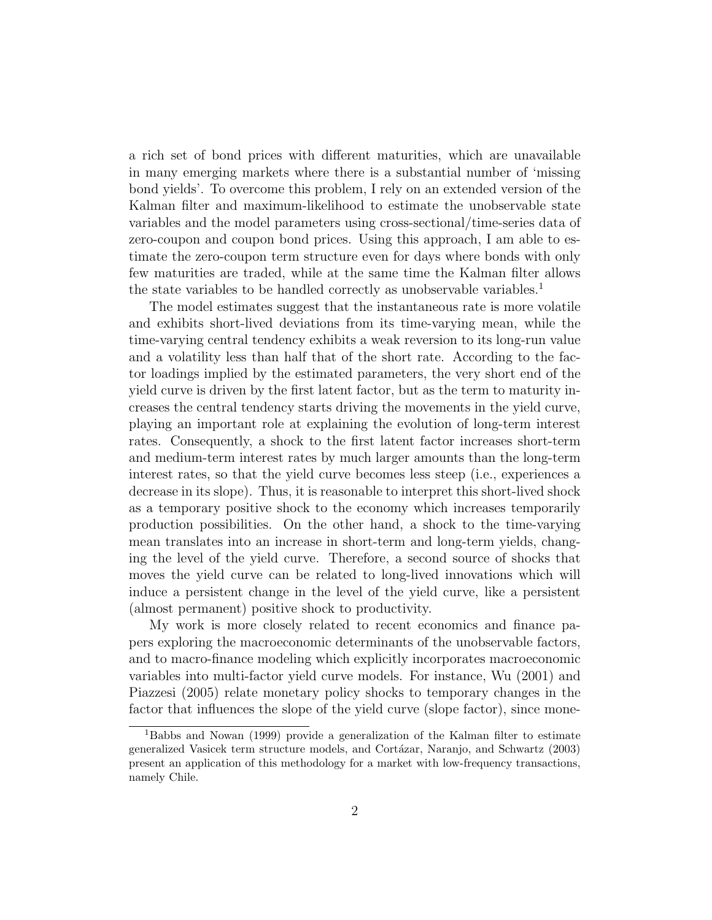a rich set of bond prices with different maturities, which are unavailable in many emerging markets where there is a substantial number of 'missing bond yields'. To overcome this problem, I rely on an extended version of the Kalman filter and maximum-likelihood to estimate the unobservable state variables and the model parameters using cross-sectional/time-series data of zero-coupon and coupon bond prices. Using this approach, I am able to estimate the zero-coupon term structure even for days where bonds with only few maturities are traded, while at the same time the Kalman filter allows the state variables to be handled correctly as unobservable variables.[1]

The model estimates suggest that the instantaneous rate is more volatile and exhibits short-lived deviations from its time-varying mean, while the time-varying central tendency exhibits a weak reversion to its long-run value and a volatility less than half that of the short rate. According to the factor loadings implied by the estimated parameters, the very short end of the yield curve is driven by the first latent factor, but as the term to maturity increases the central tendency starts driving the movements in the yield curve, playing an important role at explaining the evolution of long-term interest rates. Consequently, a shock to the first latent factor increases short-term and medium-term interest rates by much larger amounts than the long-term interest rates, so that the yield curve becomes less steep (i.e., experiences a decrease in its slope). Thus, it is reasonable to interpret this short-lived shock as a temporary positive shock to the economy which increases temporarily production possibilities. On the other hand, a shock to the time-varying mean translates into an increase in short-term and long-term yields, changing the level of the yield curve. Therefore, a second source of shocks that moves the yield curve can be related to long-lived innovations which will induce a persistent change in the level of the yield curve, like a persistent (almost permanent) positive shock to productivity.

My work is more closely related to recent economics and finance papers exploring the macroeconomic determinants of the unobservable factors, and to macro-finance modeling which explicitly incorporates macroeconomic variables into multi-factor yield curve models. For instance, Wu (2001) and Piazzesi (2005) relate monetary policy shocks to temporary changes in the factor that influences the slope of the yield curve (slope factor), since mone-

[1] Babbs and Nowan (1999) provide a generalization of the Kalman filter to estimate generalized Vasicek term structure models, and Cortázar, Naranjo, and Schwartz (2003) present an application of this methodology for a market with low-frequency transactions, namely Chile.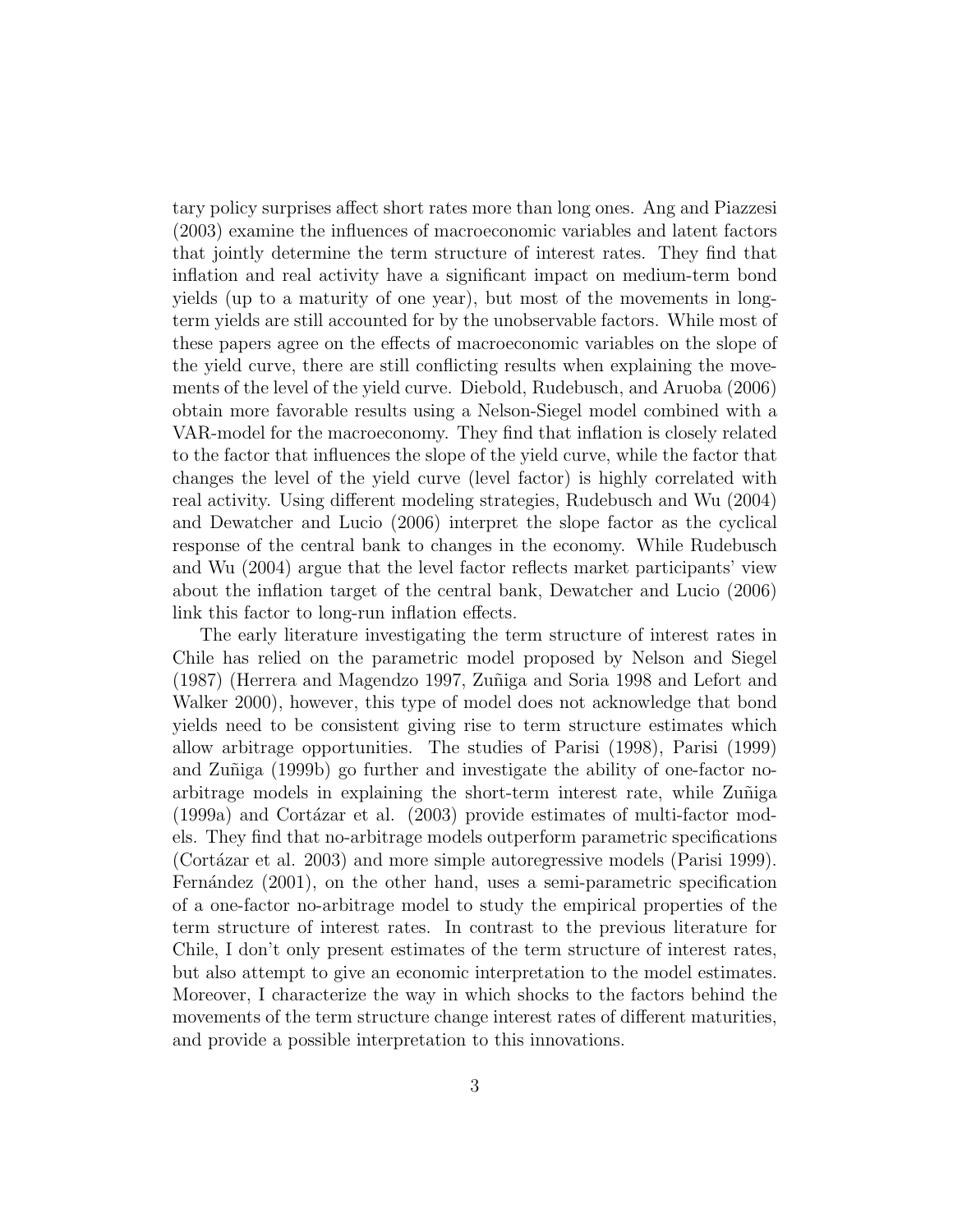tary policy surprises affect short rates more than long ones. Ang and Piazzesi (2003) examine the influences of macroeconomic variables and latent factors that jointly determine the term structure of interest rates. They find that inflation and real activity have a significant impact on medium-term bond yields (up to a maturity of one year), but most of the movements in long-term yields are still accounted for by the unobservable factors. While most of these papers agree on the effects of macroeconomic variables on the slope of the yield curve, there are still conflicting results when explaining the movements of the level of the yield curve. Diebold, Rudebusch, and Aruoba (2006) obtain more favorable results using a Nelson-Siegel model combined with a VAR-model for the macroeconomy. They find that inflation is closely related to the factor that influences the slope of the yield curve, while the factor that changes the level of the yield curve (level factor) is highly correlated with real activity. Using different modeling strategies, Rudebusch and Wu (2004) and Dewatcher and Lucio (2006) interpret the slope factor as the cyclical response of the central bank to changes in the economy. While Rudebusch and Wu (2004) argue that the level factor reflects market participants' view about the inflation target of the central bank, Dewatcher and Lucio (2006) link this factor to long-run inflation effects.

The early literature investigating the term structure of interest rates in Chile has relied on the parametric model proposed by Nelson and Siegel (1987) (Herrera and Magendzo 1997, Zuñiga and Soria 1998 and Lefort and Walker 2000), however, this type of model does not acknowledge that bond yields need to be consistent giving rise to term structure estimates which allow arbitrage opportunities. The studies of Parisi (1998), Parisi (1999) and Zuñiga (1999b) go further and investigate the ability of one-factor no-arbitrage models in explaining the short-term interest rate, while Zuñiga (1999a) and Cortázar et al. (2003) provide estimates of multi-factor models. They find that no-arbitrage models outperform parametric specifications (Cortázar et al. 2003) and more simple autoregressive models (Parisi 1999). Fernández (2001), on the other hand, uses a semi-parametric specification of a one-factor no-arbitrage model to study the empirical properties of the term structure of interest rates. In contrast to the previous literature for Chile, I don't only present estimates of the term structure of interest rates, but also attempt to give an economic interpretation to the model estimates. Moreover, I characterize the way in which shocks to the factors behind the movements of the term structure change interest rates of different maturities, and provide a possible interpretation to this innovations.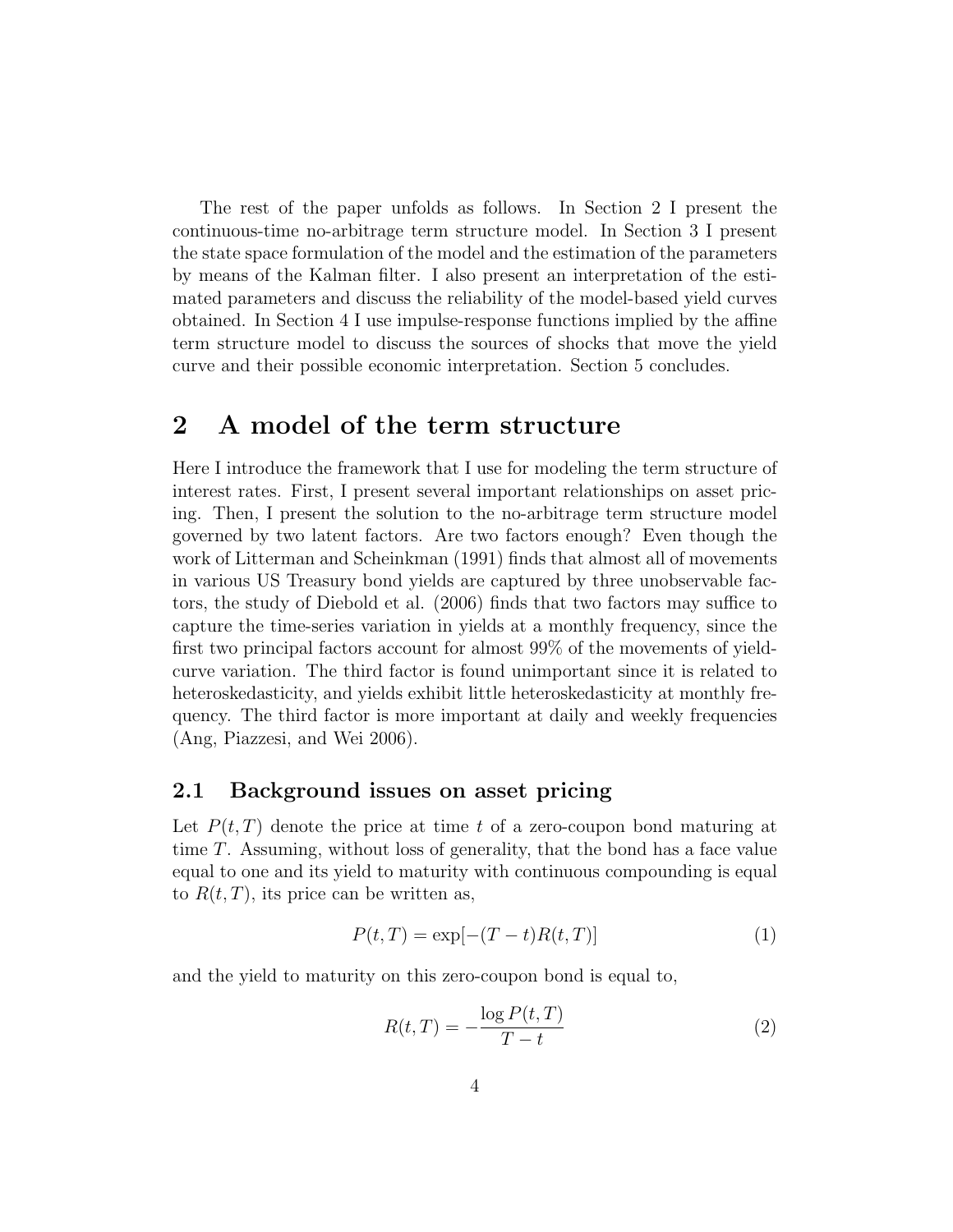The rest of the paper unfolds as follows. In Section 2 I present the continuous-time no-arbitrage term structure model. In Section 3 I present the state space formulation of the model and the estimation of the parameters by means of the Kalman filter. I also present an interpretation of the estimated parameters and discuss the reliability of the model-based yield curves obtained. In Section 4 I use impulse-response functions implied by the affine term structure model to discuss the sources of shocks that move the yield curve and their possible economic interpretation. Section 5 concludes.

## 2 A model of the term structure

Here I introduce the framework that I use for modeling the term structure of interest rates. First, I present several important relationships on asset pricing. Then, I present the solution to the no-arbitrage term structure model governed by two latent factors. Are two factors enough? Even though the work of Litterman and Scheinkman (1991) finds that almost all of movements in various US Treasury bond yields are captured by three unobservable factors, the study of Diebold et al. (2006) finds that two factors may suffice to capture the time-series variation in yields at a monthly frequency, since the first two principal factors account for almost 99% of the movements of yield-curve variation. The third factor is found unimportant since it is related to heteroskedasticity, and yields exhibit little heteroskedasticity at monthly frequency. The third factor is more important at daily and weekly frequencies (Ang, Piazzesi, and Wei 2006).

### 2.1 Background issues on asset pricing

Let $P(t,T)$ denote the price at time $t$ of a zero-coupon bond maturing at time $T$. Assuming, without loss of generality, that the bond has a face value equal to one and its yield to maturity with continuous compounding is equal to $R(t,T)$, its price can be written as,

$$P(t,T) = \exp[-(T-t)R(t,T)] \tag{1}$$

and the yield to maturity on this zero-coupon bond is equal to,

$$R(t,T) = -\frac{\log P(t,T)}{T-t} \tag{2}$$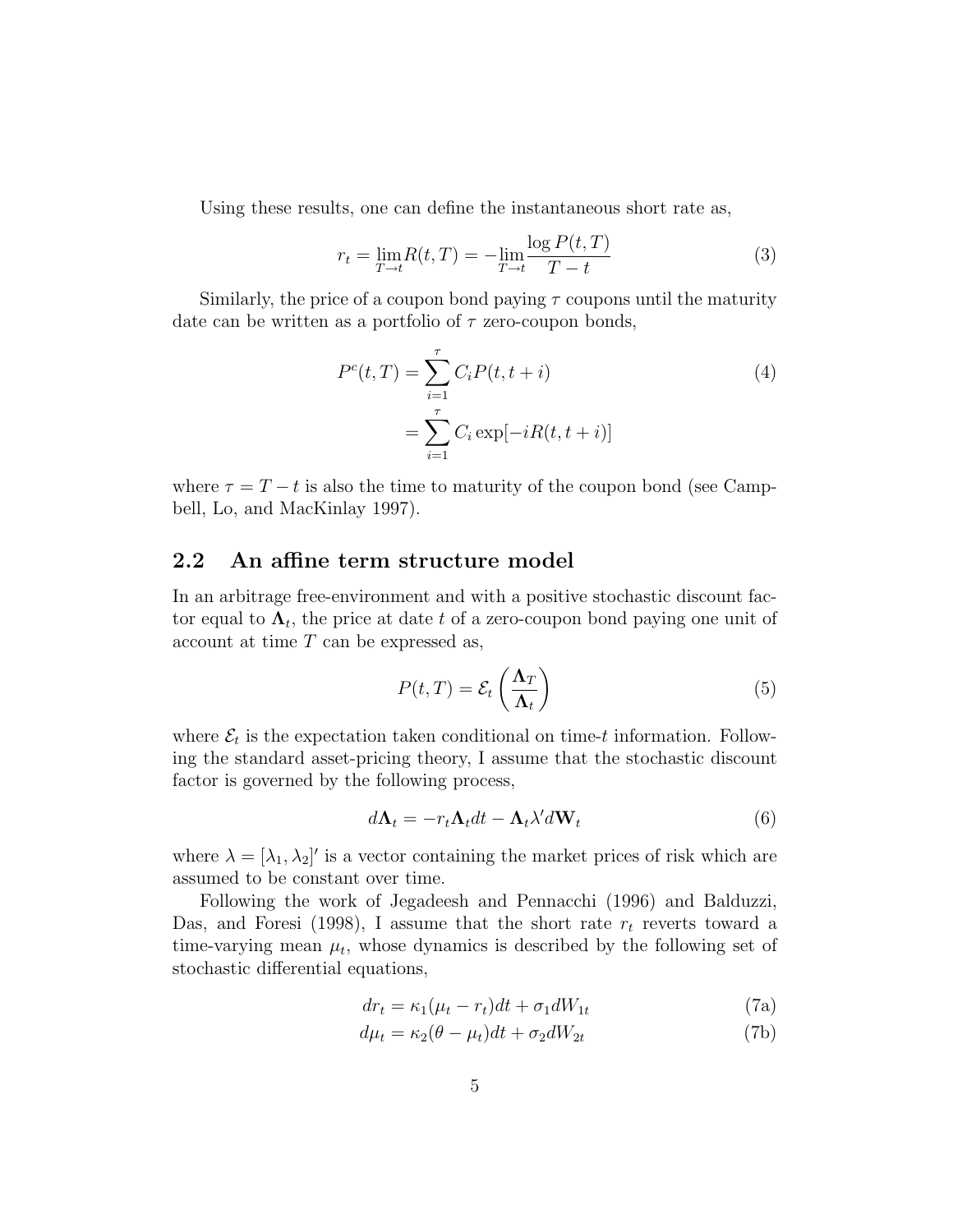Using these results, one can define the instantaneous short rate as,

$$r_t = \lim_{T \to t} R(t,T) = -\lim_{T \to t} \frac{\log P(t,T)}{T-t} \tag{3}$$

Similarly, the price of a coupon bond paying $\tau$ coupons until the maturity date can be written as a portfolio of $\tau$ zero-coupon bonds,

$$\begin{aligned} P^c(t,T) &= \sum_{i=1}^{\tau} C_i P(t,t+i) \\ &= \sum_{i=1}^{\tau} C_i \exp[-iR(t,t+i)] \end{aligned} \tag{4}$$

where $\tau = T - t$ is also the time to maturity of the coupon bond (see Campbell, Lo, and MacKinlay 1997).

## 2.2 An affine term structure model

In an arbitrage free-environment and with a positive stochastic discount factor equal to $\mathbf{\Lambda}_t$, the price at date $t$ of a zero-coupon bond paying one unit of account at time $T$ can be expressed as,

$$P(t,T) = \mathcal{E}_t \left( \frac{\mathbf{\Lambda}_T}{\mathbf{\Lambda}_t} \right) \tag{5}$$

where $\mathcal{E}_t$ is the expectation taken conditional on time-$t$ information. Following the standard asset-pricing theory, I assume that the stochastic discount factor is governed by the following process,

$$d\mathbf{\Lambda}_t = -r_t \mathbf{\Lambda}_t dt - \mathbf{\Lambda}_t \lambda' d\mathbf{W}_t \tag{6}$$

where $\lambda = [\lambda_1, \lambda_2]'$ is a vector containing the market prices of risk which are assumed to be constant over time.

Following the work of Jegadeesh and Pennacchi (1996) and Balduzzi, Das, and Foresi (1998), I assume that the short rate $r_t$ reverts toward a time-varying mean $\mu_t$, whose dynamics is described by the following set of stochastic differential equations,

$$dr_t = \kappa_1(\mu_t - r_t)dt + \sigma_1 dW_{1t} \tag{7a}$$

$$d\mu_t = \kappa_2(\theta - \mu_t)dt + \sigma_2 dW_{2t} \tag{7b}$$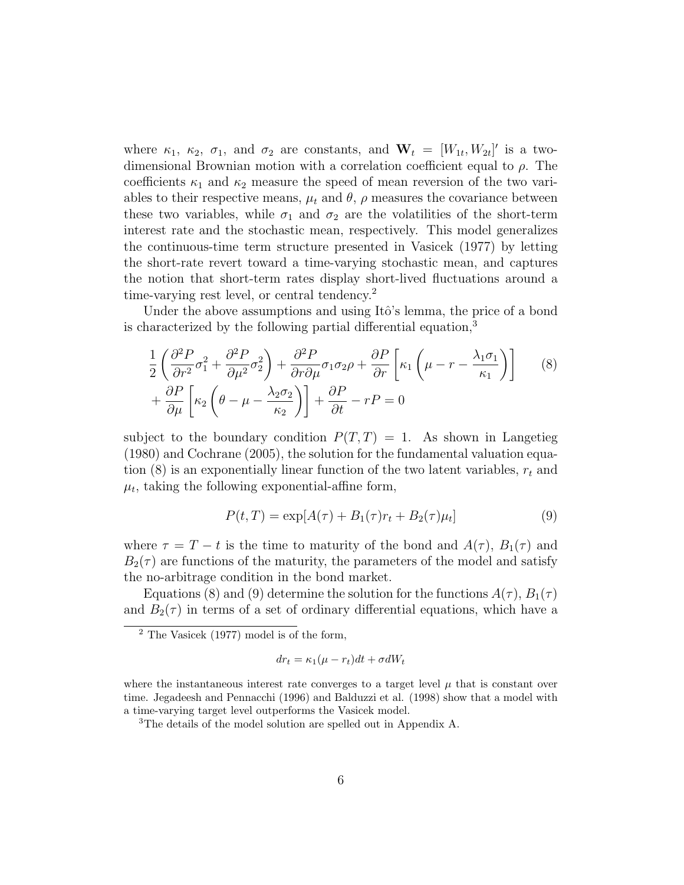where $\kappa_1$, $\kappa_2$, $\sigma_1$, and $\sigma_2$ are constants, and $\mathbf{W}_t = [W_{1t}, W_{2t}]'$ is a two-dimensional Brownian motion with a correlation coefficient equal to $\rho$. The coefficients $\kappa_1$ and $\kappa_2$ measure the speed of mean reversion of the two variables to their respective means, $\mu_t$ and $\theta$, $\rho$ measures the covariance between these two variables, while $\sigma_1$ and $\sigma_2$ are the volatilities of the short-term interest rate and the stochastic mean, respectively. This model generalizes the continuous-time term structure presented in Vasicek (1977) by letting the short-rate revert toward a time-varying stochastic mean, and captures the notion that short-term rates display short-lived fluctuations around a time-varying rest level, or central tendency.[2]

Under the above assumptions and using Itô's lemma, the price of a bond is characterized by the following partial differential equation,[3]

$$\frac{1}{2}\left(\frac{\partial^2 P}{\partial r^2}\sigma_1^2 + \frac{\partial^2 P}{\partial \mu^2}\sigma_2^2\right) + \frac{\partial^2 P}{\partial r \partial \mu}\sigma_1\sigma_2\rho + \frac{\partial P}{\partial r}\left[\kappa_1\left(\mu - r - \frac{\lambda_1\sigma_1}{\kappa_1}\right)\right] \tag{8}$$
$$+ \frac{\partial P}{\partial \mu}\left[\kappa_2\left(\theta - \mu - \frac{\lambda_2\sigma_2}{\kappa_2}\right)\right] + \frac{\partial P}{\partial t} - rP = 0$$

subject to the boundary condition $P(T,T) = 1$. As shown in Langetieg (1980) and Cochrane (2005), the solution for the fundamental valuation equation (8) is an exponentially linear function of the two latent variables, $r_t$ and $\mu_t$, taking the following exponential-affine form,

$$P(t,T) = \exp[A(\tau) + B_1(\tau)r_t + B_2(\tau)\mu_t] \tag{9}$$

where $\tau = T - t$ is the time to maturity of the bond and $A(\tau)$, $B_1(\tau)$ and $B_2(\tau)$ are functions of the maturity, the parameters of the model and satisfy the no-arbitrage condition in the bond market.

Equations (8) and (9) determine the solution for the functions $A(\tau)$, $B_1(\tau)$ and $B_2(\tau)$ in terms of a set of ordinary differential equations, which have a

---

[2] The Vasicek (1977) model is of the form,

$$dr_t = \kappa_1(\mu - r_t)dt + \sigma dW_t$$

where the instantaneous interest rate converges to a target level $\mu$ that is constant over time. Jegadeesh and Pennacchi (1996) and Balduzzi et al. (1998) show that a model with a time-varying target level outperforms the Vasicek model.

[3] The details of the model solution are spelled out in Appendix A.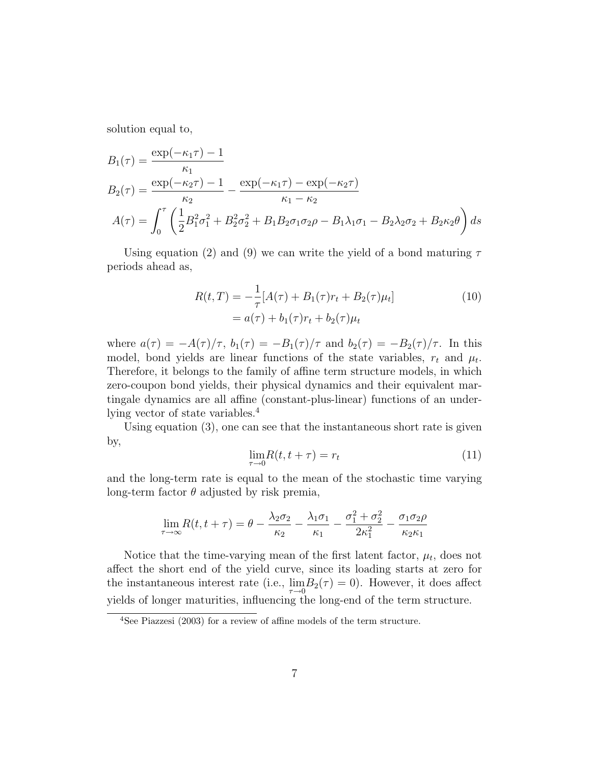solution equal to,

$$
\begin{aligned}
B_1(\tau) &= \frac{\exp(-\kappa_1\tau) - 1}{\kappa_1} \\
B_2(\tau) &= \frac{\exp(-\kappa_2\tau) - 1}{\kappa_2} - \frac{\exp(-\kappa_1\tau) - \exp(-\kappa_2\tau)}{\kappa_1 - \kappa_2} \\
A(\tau) &= \int_0^\tau \left( \frac{1}{2}B_1^2\sigma_1^2 + B_2^2\sigma_2^2 + B_1B_2\sigma_1\sigma_2\rho - B_1\lambda_1\sigma_1 - B_2\lambda_2\sigma_2 + B_2\kappa_2\theta \right) ds
\end{aligned}
$$

Using equation (2) and (9) we can write the yield of a bond maturing $\tau$ periods ahead as,

$$
\begin{aligned}
R(t,T) &= -\frac{1}{\tau}[A(\tau) + B_1(\tau)r_t + B_2(\tau)\mu_t] \\
&= a(\tau) + b_1(\tau)r_t + b_2(\tau)\mu_t
\end{aligned} \tag{10}
$$

where $a(\tau) = -A(\tau)/\tau$, $b_1(\tau) = -B_1(\tau)/\tau$ and $b_2(\tau) = -B_2(\tau)/\tau$. In this model, bond yields are linear functions of the state variables, $r_t$ and $\mu_t$. Therefore, it belongs to the family of affine term structure models, in which zero-coupon bond yields, their physical dynamics and their equivalent martingale dynamics are all affine (constant-plus-linear) functions of an underlying vector of state variables.[4]

Using equation (3), one can see that the instantaneous short rate is given by,

$$
\lim_{\tau \to 0} R(t, t+\tau) = r_t \tag{11}
$$

and the long-term rate is equal to the mean of the stochastic time varying long-term factor $\theta$ adjusted by risk premia,

$$
\lim_{\tau \to \infty} R(t, t+\tau) = \theta - \frac{\lambda_2\sigma_2}{\kappa_2} - \frac{\lambda_1\sigma_1}{\kappa_1} - \frac{\sigma_1^2 + \sigma_2^2}{2\kappa_1^2} - \frac{\sigma_1\sigma_2\rho}{\kappa_2\kappa_1}
$$

Notice that the time-varying mean of the first latent factor, $\mu_t$, does not affect the short end of the yield curve, since its loading starts at zero for the instantaneous interest rate (i.e., $\lim_{\tau \to 0} B_2(\tau) = 0$). However, it does affect yields of longer maturities, influencing the long-end of the term structure.

[4] See Piazzesi (2003) for a review of affine models of the term structure.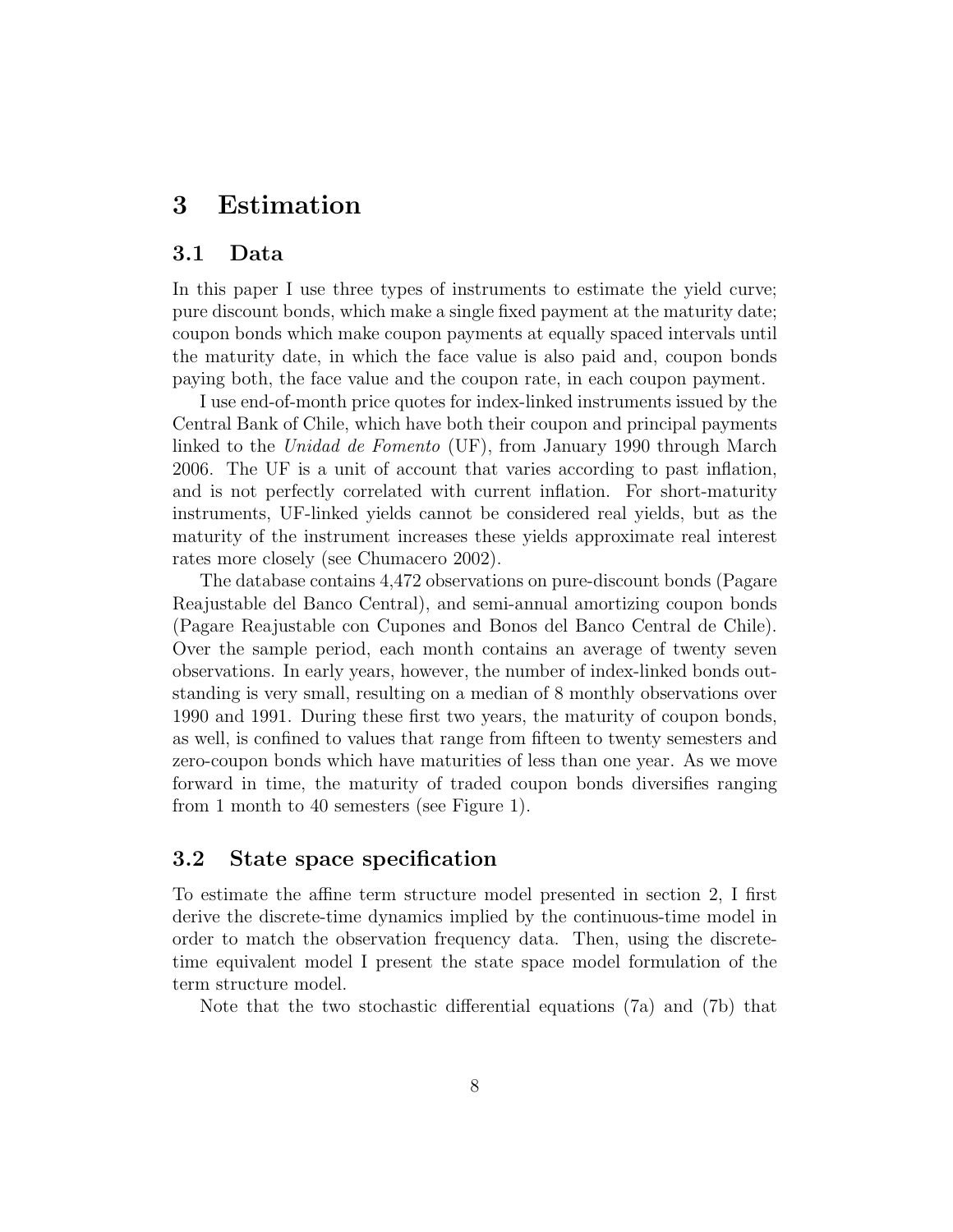# 3 Estimation

## 3.1 Data

In this paper I use three types of instruments to estimate the yield curve; pure discount bonds, which make a single fixed payment at the maturity date; coupon bonds which make coupon payments at equally spaced intervals until the maturity date, in which the face value is also paid and, coupon bonds paying both, the face value and the coupon rate, in each coupon payment.

I use end-of-month price quotes for index-linked instruments issued by the Central Bank of Chile, which have both their coupon and principal payments linked to the *Unidad de Fomento* (UF), from January 1990 through March 2006. The UF is a unit of account that varies according to past inflation, and is not perfectly correlated with current inflation. For short-maturity instruments, UF-linked yields cannot be considered real yields, but as the maturity of the instrument increases these yields approximate real interest rates more closely (see Chumacero 2002).

The database contains 4,472 observations on pure-discount bonds (Pagare Reajustable del Banco Central), and semi-annual amortizing coupon bonds (Pagare Reajustable con Cupones and Bonos del Banco Central de Chile). Over the sample period, each month contains an average of twenty seven observations. In early years, however, the number of index-linked bonds outstanding is very small, resulting on a median of 8 monthly observations over 1990 and 1991. During these first two years, the maturity of coupon bonds, as well, is confined to values that range from fifteen to twenty semesters and zero-coupon bonds which have maturities of less than one year. As we move forward in time, the maturity of traded coupon bonds diversifies ranging from 1 month to 40 semesters (see Figure 1).

## 3.2 State space specification

To estimate the affine term structure model presented in section 2, I first derive the discrete-time dynamics implied by the continuous-time model in order to match the observation frequency data. Then, using the discrete-time equivalent model I present the state space model formulation of the term structure model.

Note that the two stochastic differential equations (7a) and (7b) that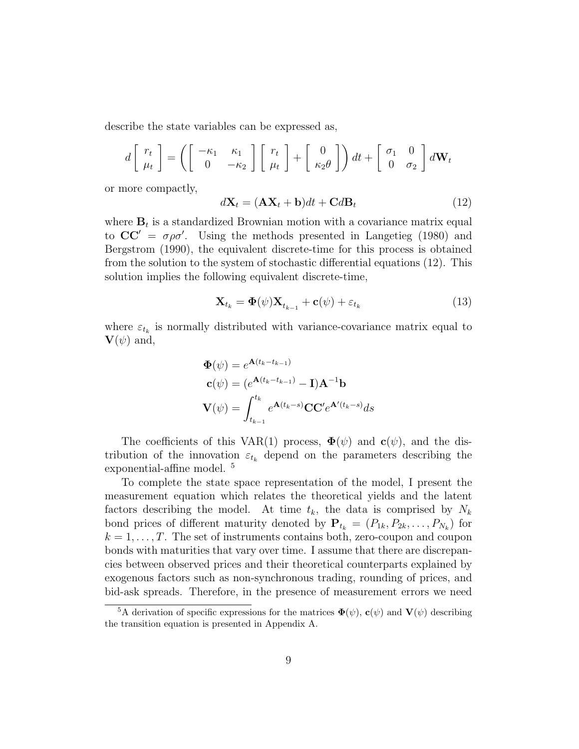describe the state variables can be expressed as,

$$d\begin{bmatrix} r_t \\ \mu_t \end{bmatrix} = \left( \begin{bmatrix} -\kappa_1 & \kappa_1 \\ 0 & -\kappa_2 \end{bmatrix} \begin{bmatrix} r_t \\ \mu_t \end{bmatrix} + \begin{bmatrix} 0 \\ \kappa_2 \theta \end{bmatrix} \right) dt + \begin{bmatrix} \sigma_1 & 0 \\ 0 & \sigma_2 \end{bmatrix} d\mathbf{W}_t$$

or more compactly,

$$d\mathbf{X}_t = (\mathbf{A}\mathbf{X}_t + \mathbf{b})dt + \mathbf{C}d\mathbf{B}_t \tag{12}$$

where $\mathbf{B}_t$ is a standardized Brownian motion with a covariance matrix equal to $\mathbf{CC}' = \sigma\rho\sigma'$. Using the methods presented in Langetieg (1980) and Bergstrom (1990), the equivalent discrete-time for this process is obtained from the solution to the system of stochastic differential equations (12). This solution implies the following equivalent discrete-time,

$$\mathbf{X}_{t_k} = \mathbf{\Phi}(\psi)\mathbf{X}_{t_{k-1}} + \mathbf{c}(\psi) + \varepsilon_{t_k} \tag{13}$$

where $\varepsilon_{t_k}$ is normally distributed with variance-covariance matrix equal to $\mathbf{V}(\psi)$ and,

$$\begin{aligned} \mathbf{\Phi}(\psi) &= e^{\mathbf{A}(t_k - t_{k-1})} \\ \mathbf{c}(\psi) &= (e^{\mathbf{A}(t_k - t_{k-1})} - \mathbf{I})\mathbf{A}^{-1}\mathbf{b} \\ \mathbf{V}(\psi) &= \int_{t_{k-1}}^{t_k} e^{\mathbf{A}(t_k - s)}\mathbf{CC}' e^{\mathbf{A}'(t_k - s)} ds \end{aligned}$$

The coefficients of this VAR(1) process, $\mathbf{\Phi}(\psi)$ and $\mathbf{c}(\psi)$, and the distribution of the innovation $\varepsilon_{t_k}$ depend on the parameters describing the exponential-affine model. [5]

To complete the state space representation of the model, I present the measurement equation which relates the theoretical yields and the latent factors describing the model. At time $t_k$, the data is comprised by $N_k$ bond prices of different maturity denoted by $\mathbf{P}_{t_k} = (P_{1k}, P_{2k}, \ldots, P_{N_k})$ for $k = 1, \ldots, T$. The set of instruments contains both, zero-coupon and coupon bonds with maturities that vary over time. I assume that there are discrepancies between observed prices and their theoretical counterparts explained by exogenous factors such as non-synchronous trading, rounding of prices, and bid-ask spreads. Therefore, in the presence of measurement errors we need

[5] A derivation of specific expressions for the matrices $\mathbf{\Phi}(\psi)$, $\mathbf{c}(\psi)$ and $\mathbf{V}(\psi)$ describing the transition equation is presented in Appendix A.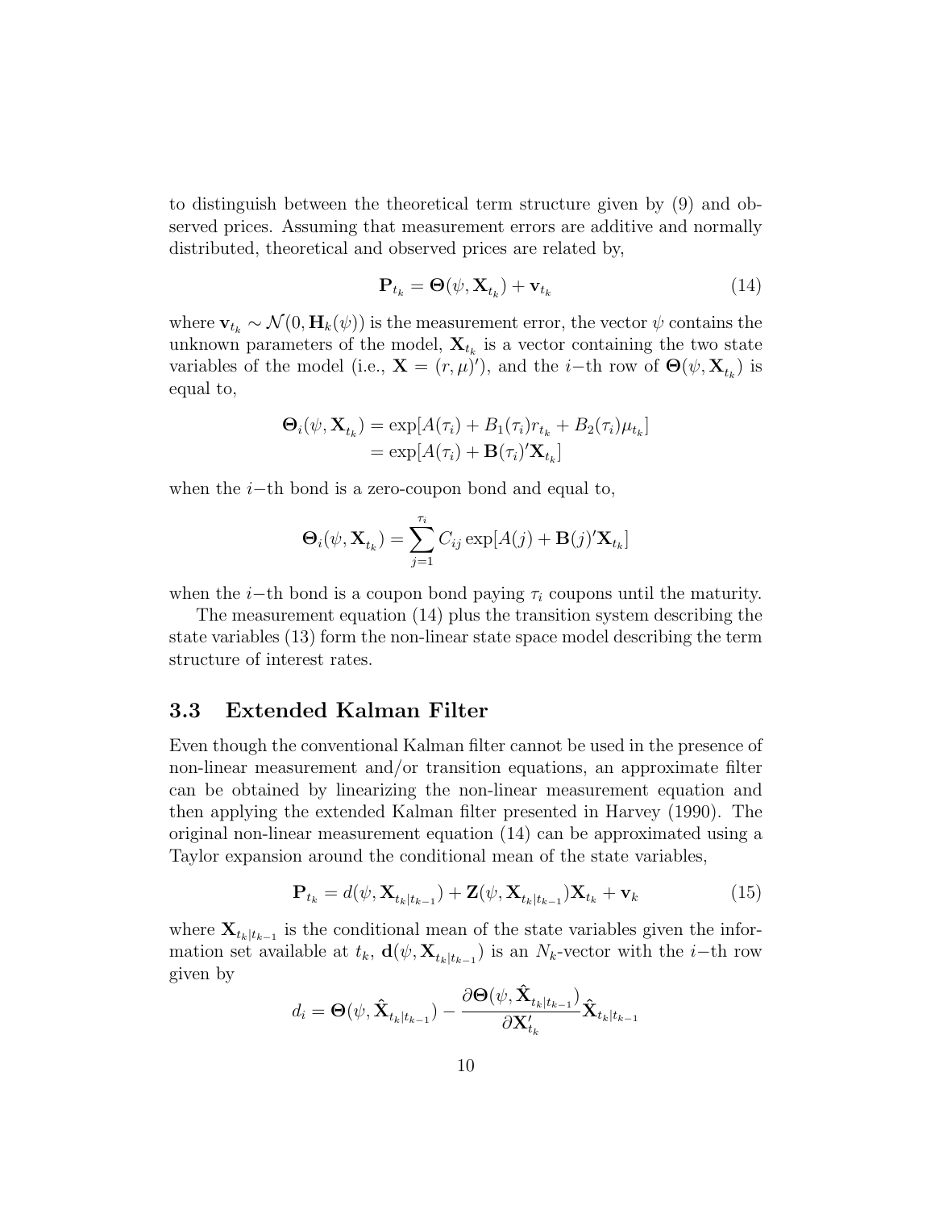to distinguish between the theoretical term structure given by (9) and observed prices. Assuming that measurement errors are additive and normally distributed, theoretical and observed prices are related by,

$$\mathbf{P}_{t_k} = \mathbf{\Theta}(\psi, \mathbf{X}_{t_k}) + \mathbf{v}_{t_k} \tag{14}$$

where $\mathbf{v}_{t_k} \sim \mathcal{N}(0, \mathbf{H}_k(\psi))$ is the measurement error, the vector $\psi$ contains the unknown parameters of the model, $\mathbf{X}_{t_k}$ is a vector containing the two state variables of the model (i.e., $\mathbf{X} = (r, \mu)'$), and the $i-$th row of $\mathbf{\Theta}(\psi, \mathbf{X}_{t_k})$ is equal to,

$$\begin{aligned}
\mathbf{\Theta}_i(\psi, \mathbf{X}_{t_k}) &= \exp[A(\tau_i) + B_1(\tau_i) r_{t_k} + B_2(\tau_i)\mu_{t_k}] \\
&= \exp[A(\tau_i) + \mathbf{B}(\tau_i)'\mathbf{X}_{t_k}]
\end{aligned}$$

when the $i-$th bond is a zero-coupon bond and equal to,

$$\mathbf{\Theta}_i(\psi, \mathbf{X}_{t_k}) = \sum_{j=1}^{\tau_i} C_{ij} \exp[A(j) + \mathbf{B}(j)'\mathbf{X}_{t_k}]$$

when the $i-$th bond is a coupon bond paying $\tau_i$ coupons until the maturity.

The measurement equation (14) plus the transition system describing the state variables (13) form the non-linear state space model describing the term structure of interest rates.

### 3.3 Extended Kalman Filter

Even though the conventional Kalman filter cannot be used in the presence of non-linear measurement and/or transition equations, an approximate filter can be obtained by linearizing the non-linear measurement equation and then applying the extended Kalman filter presented in Harvey (1990). The original non-linear measurement equation (14) can be approximated using a Taylor expansion around the conditional mean of the state variables,

$$\mathbf{P}_{t_k} = d(\psi, \mathbf{X}_{t_k|t_{k-1}}) + \mathbf{Z}(\psi, \mathbf{X}_{t_k|t_{k-1}})\mathbf{X}_{t_k} + \mathbf{v}_k \tag{15}$$

where $\mathbf{X}_{t_k|t_{k-1}}$ is the conditional mean of the state variables given the information set available at $t_k$, $\mathbf{d}(\psi, \mathbf{X}_{t_k|t_{k-1}})$ is an $N_k$-vector with the $i-$th row given by

$$d_i = \mathbf{\Theta}(\psi, \hat{\mathbf{X}}_{t_k|t_{k-1}}) - \frac{\partial \mathbf{\Theta}(\psi, \hat{\mathbf{X}}_{t_k|t_{k-1}})}{\partial \mathbf{X}'_{t_k}} \hat{\mathbf{X}}_{t_k|t_{k-1}}$$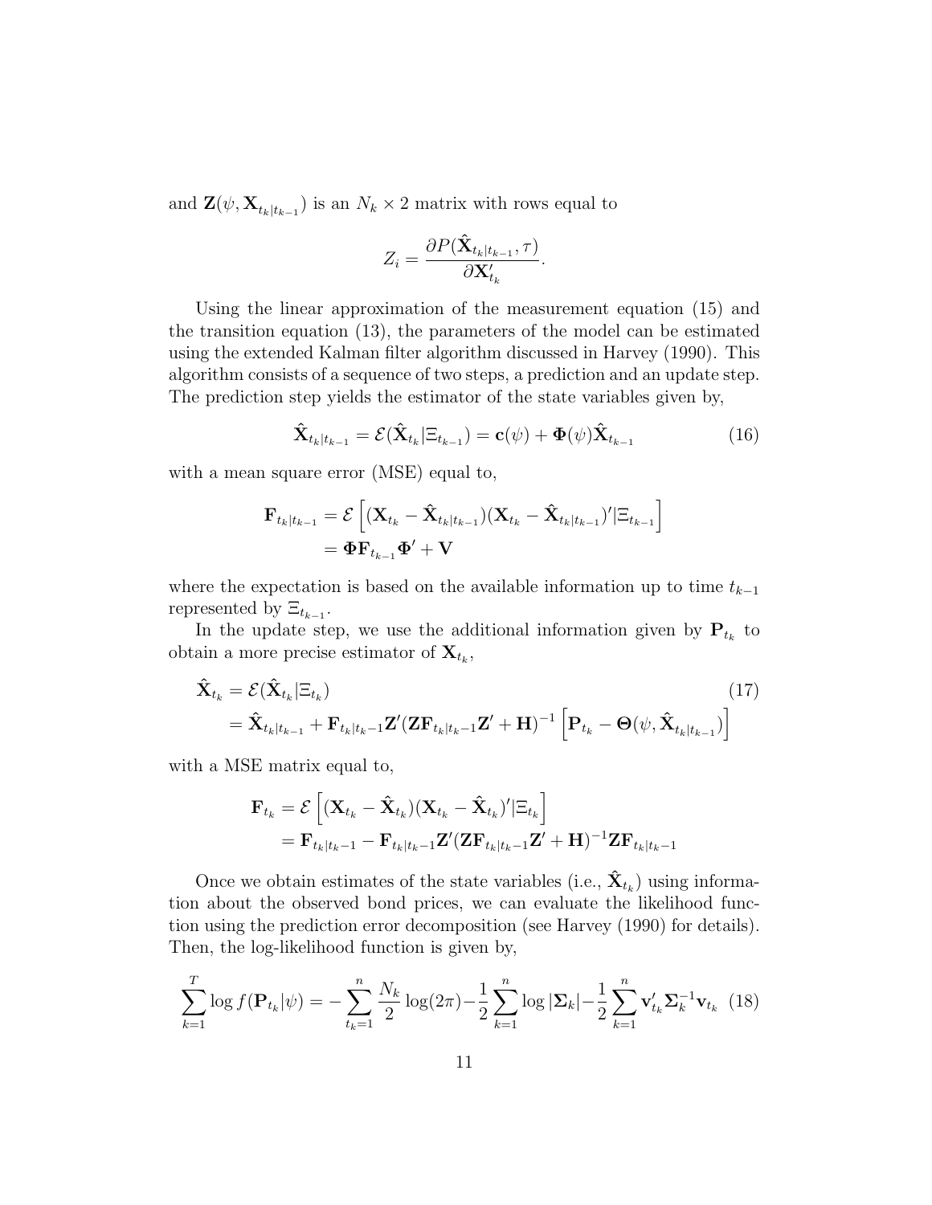and $\mathbf{Z}(\psi, \mathbf{X}_{t_k|t_{k-1}})$ is an $N_k \times 2$ matrix with rows equal to

$$Z_i = \frac{\partial P(\hat{\mathbf{X}}_{t_k|t_{k-1}}, \tau)}{\partial \mathbf{X}'_{t_k}}.$$

Using the linear approximation of the measurement equation (15) and the transition equation (13), the parameters of the model can be estimated using the extended Kalman filter algorithm discussed in Harvey (1990). This algorithm consists of a sequence of two steps, a prediction and an update step. The prediction step yields the estimator of the state variables given by,

$$\hat{\mathbf{X}}_{t_k|t_{k-1}} = \mathcal{E}(\hat{\mathbf{X}}_{t_k}|\Xi_{t_{k-1}}) = \mathbf{c}(\psi) + \mathbf{\Phi}(\psi)\hat{\mathbf{X}}_{t_{k-1}} \tag{16}$$

with a mean square error (MSE) equal to,

$$\begin{aligned}
\mathbf{F}_{t_k|t_{k-1}} &= \mathcal{E}\left[(\mathbf{X}_{t_k} - \hat{\mathbf{X}}_{t_k|t_{k-1}})(\mathbf{X}_{t_k} - \hat{\mathbf{X}}_{t_k|t_{k-1}})'|\Xi_{t_{k-1}}\right] \\
&= \mathbf{\Phi}\mathbf{F}_{t_{k-1}}\mathbf{\Phi}' + \mathbf{V}
\end{aligned}$$

where the expectation is based on the available information up to time $t_{k-1}$ represented by $\Xi_{t_{k-1}}$.

In the update step, we use the additional information given by $\mathbf{P}_{t_k}$ to obtain a more precise estimator of $\mathbf{X}_{t_k}$,

$$\begin{aligned}
\hat{\mathbf{X}}_{t_k} &= \mathcal{E}(\hat{\mathbf{X}}_{t_k}|\Xi_{t_k}) \qquad (17)\\
&= \hat{\mathbf{X}}_{t_k|t_{k-1}} + \mathbf{F}_{t_k|t_k-1}\mathbf{Z}'(\mathbf{Z}\mathbf{F}_{t_k|t_k-1}\mathbf{Z}' + \mathbf{H})^{-1}\left[\mathbf{P}_{t_k} - \mathbf{\Theta}(\psi, \hat{\mathbf{X}}_{t_k|t_{k-1}})\right]
\end{aligned}$$

with a MSE matrix equal to,

$$\begin{aligned}
\mathbf{F}_{t_k} &= \mathcal{E}\left[(\mathbf{X}_{t_k} - \hat{\mathbf{X}}_{t_k})(\mathbf{X}_{t_k} - \hat{\mathbf{X}}_{t_k})'|\Xi_{t_k}\right] \\
&= \mathbf{F}_{t_k|t_k-1} - \mathbf{F}_{t_k|t_k-1}\mathbf{Z}'(\mathbf{Z}\mathbf{F}_{t_k|t_k-1}\mathbf{Z}' + \mathbf{H})^{-1}\mathbf{Z}\mathbf{F}_{t_k|t_k-1}
\end{aligned}$$

Once we obtain estimates of the state variables (i.e., $\hat{\mathbf{X}}_{t_k}$) using information about the observed bond prices, we can evaluate the likelihood function using the prediction error decomposition (see Harvey (1990) for details). Then, the log-likelihood function is given by,

$$\sum_{k=1}^{T} \log f(\mathbf{P}_{t_k}|\psi) = -\sum_{t_k=1}^{n} \frac{N_k}{2}\log(2\pi) - \frac{1}{2}\sum_{k=1}^{n}\log|\mathbf{\Sigma}_k| - \frac{1}{2}\sum_{k=1}^{n}\mathbf{v}'_{t_k}\mathbf{\Sigma}_k^{-1}\mathbf{v}_{t_k} \tag{18}$$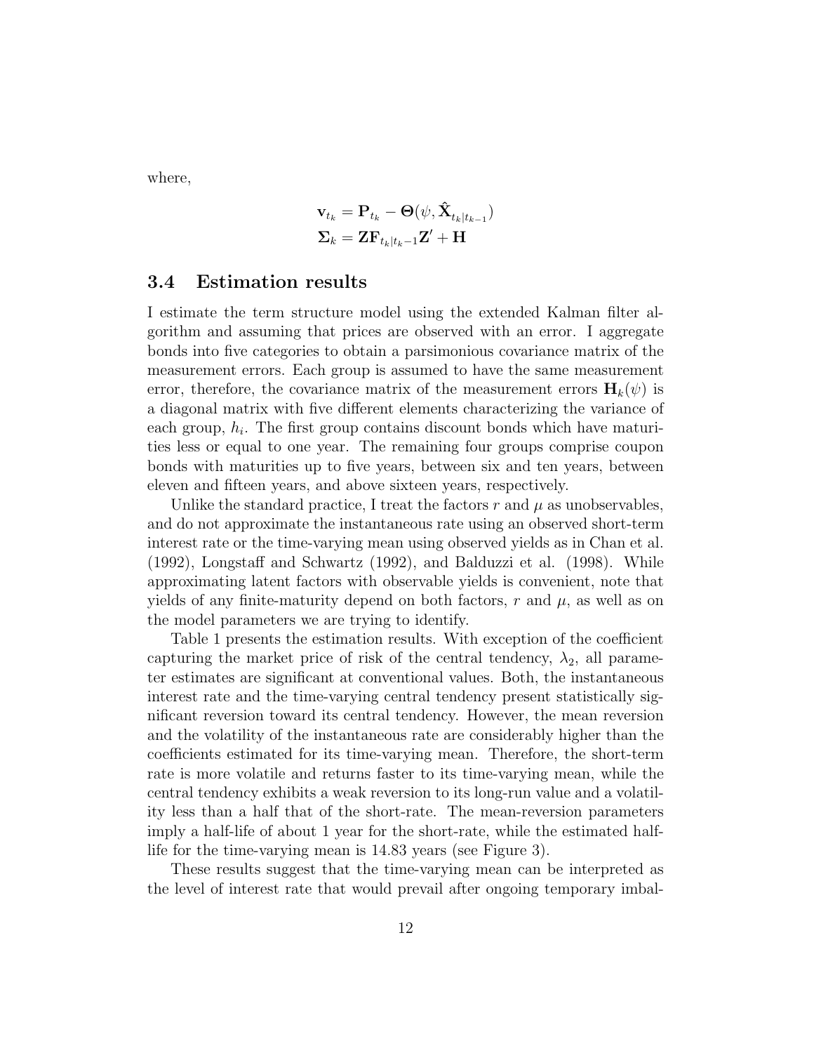where,

$$
\mathbf{v}_{t_k} = \mathbf{P}_{t_k} - \mathbf{\Theta}(\psi, \hat{\mathbf{X}}_{t_k|t_{k-1}})
$$

$$
\mathbf{\Sigma}_k = \mathbf{Z}\mathbf{F}_{t_k|t_k-1}\mathbf{Z}' + \mathbf{H}
$$

### 3.4 Estimation results

I estimate the term structure model using the extended Kalman filter algorithm and assuming that prices are observed with an error. I aggregate bonds into five categories to obtain a parsimonious covariance matrix of the measurement errors. Each group is assumed to have the same measurement error, therefore, the covariance matrix of the measurement errors $\mathbf{H}_k(\psi)$ is a diagonal matrix with five different elements characterizing the variance of each group, $h_i$. The first group contains discount bonds which have maturities less or equal to one year. The remaining four groups comprise coupon bonds with maturities up to five years, between six and ten years, between eleven and fifteen years, and above sixteen years, respectively.

Unlike the standard practice, I treat the factors $r$ and $\mu$ as unobservables, and do not approximate the instantaneous rate using an observed short-term interest rate or the time-varying mean using observed yields as in Chan et al. (1992), Longstaff and Schwartz (1992), and Balduzzi et al. (1998). While approximating latent factors with observable yields is convenient, note that yields of any finite-maturity depend on both factors, $r$ and $\mu$, as well as on the model parameters we are trying to identify.

Table 1 presents the estimation results. With exception of the coefficient capturing the market price of risk of the central tendency, $\lambda_2$, all parameter estimates are significant at conventional values. Both, the instantaneous interest rate and the time-varying central tendency present statistically significant reversion toward its central tendency. However, the mean reversion and the volatility of the instantaneous rate are considerably higher than the coefficients estimated for its time-varying mean. Therefore, the short-term rate is more volatile and returns faster to its time-varying mean, while the central tendency exhibits a weak reversion to its long-run value and a volatility less than a half that of the short-rate. The mean-reversion parameters imply a half-life of about 1 year for the short-rate, while the estimated half-life for the time-varying mean is 14.83 years (see Figure 3).

These results suggest that the time-varying mean can be interpreted as the level of interest rate that would prevail after ongoing temporary imbal-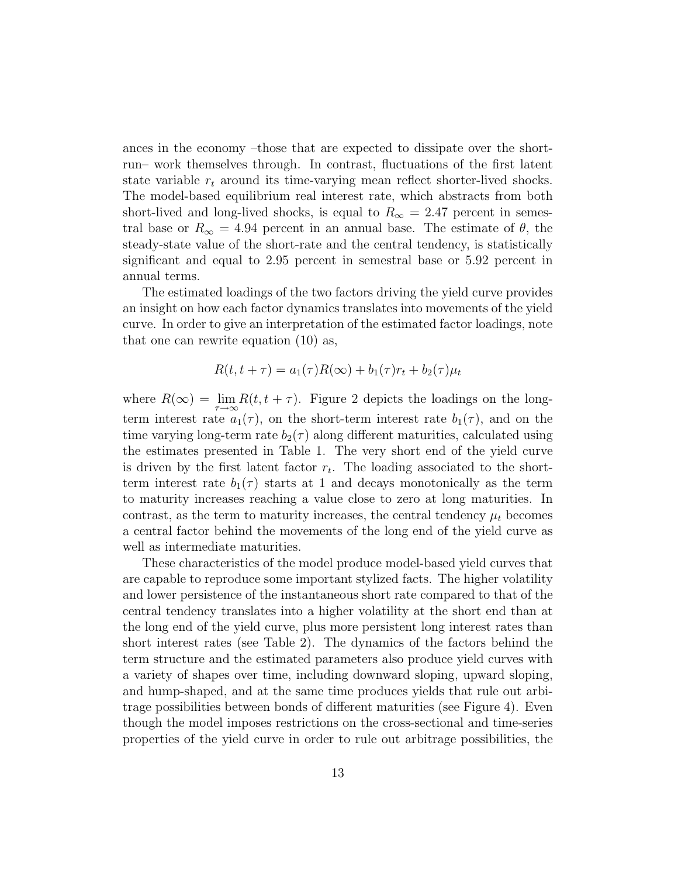ances in the economy –those that are expected to dissipate over the short-run– work themselves through. In contrast, fluctuations of the first latent state variable $r_t$ around its time-varying mean reflect shorter-lived shocks. The model-based equilibrium real interest rate, which abstracts from both short-lived and long-lived shocks, is equal to $R_\infty = 2.47$ percent in semestral base or $R_\infty = 4.94$ percent in an annual base. The estimate of $\theta$, the steady-state value of the short-rate and the central tendency, is statistically significant and equal to 2.95 percent in semestral base or 5.92 percent in annual terms.

The estimated loadings of the two factors driving the yield curve provides an insight on how each factor dynamics translates into movements of the yield curve. In order to give an interpretation of the estimated factor loadings, note that one can rewrite equation (10) as,

$$R(t, t+\tau) = a_1(\tau)R(\infty) + b_1(\tau)r_t + b_2(\tau)\mu_t$$

where $R(\infty) = \lim_{\tau\to\infty} R(t, t+\tau)$. Figure 2 depicts the loadings on the long-term interest rate $a_1(\tau)$, on the short-term interest rate $b_1(\tau)$, and on the time varying long-term rate $b_2(\tau)$ along different maturities, calculated using the estimates presented in Table 1. The very short end of the yield curve is driven by the first latent factor $r_t$. The loading associated to the short-term interest rate $b_1(\tau)$ starts at 1 and decays monotonically as the term to maturity increases reaching a value close to zero at long maturities. In contrast, as the term to maturity increases, the central tendency $\mu_t$ becomes a central factor behind the movements of the long end of the yield curve as well as intermediate maturities.

These characteristics of the model produce model-based yield curves that are capable to reproduce some important stylized facts. The higher volatility and lower persistence of the instantaneous short rate compared to that of the central tendency translates into a higher volatility at the short end than at the long end of the yield curve, plus more persistent long interest rates than short interest rates (see Table 2). The dynamics of the factors behind the term structure and the estimated parameters also produce yield curves with a variety of shapes over time, including downward sloping, upward sloping, and hump-shaped, and at the same time produces yields that rule out arbitrage possibilities between bonds of different maturities (see Figure 4). Even though the model imposes restrictions on the cross-sectional and time-series properties of the yield curve in order to rule out arbitrage possibilities, the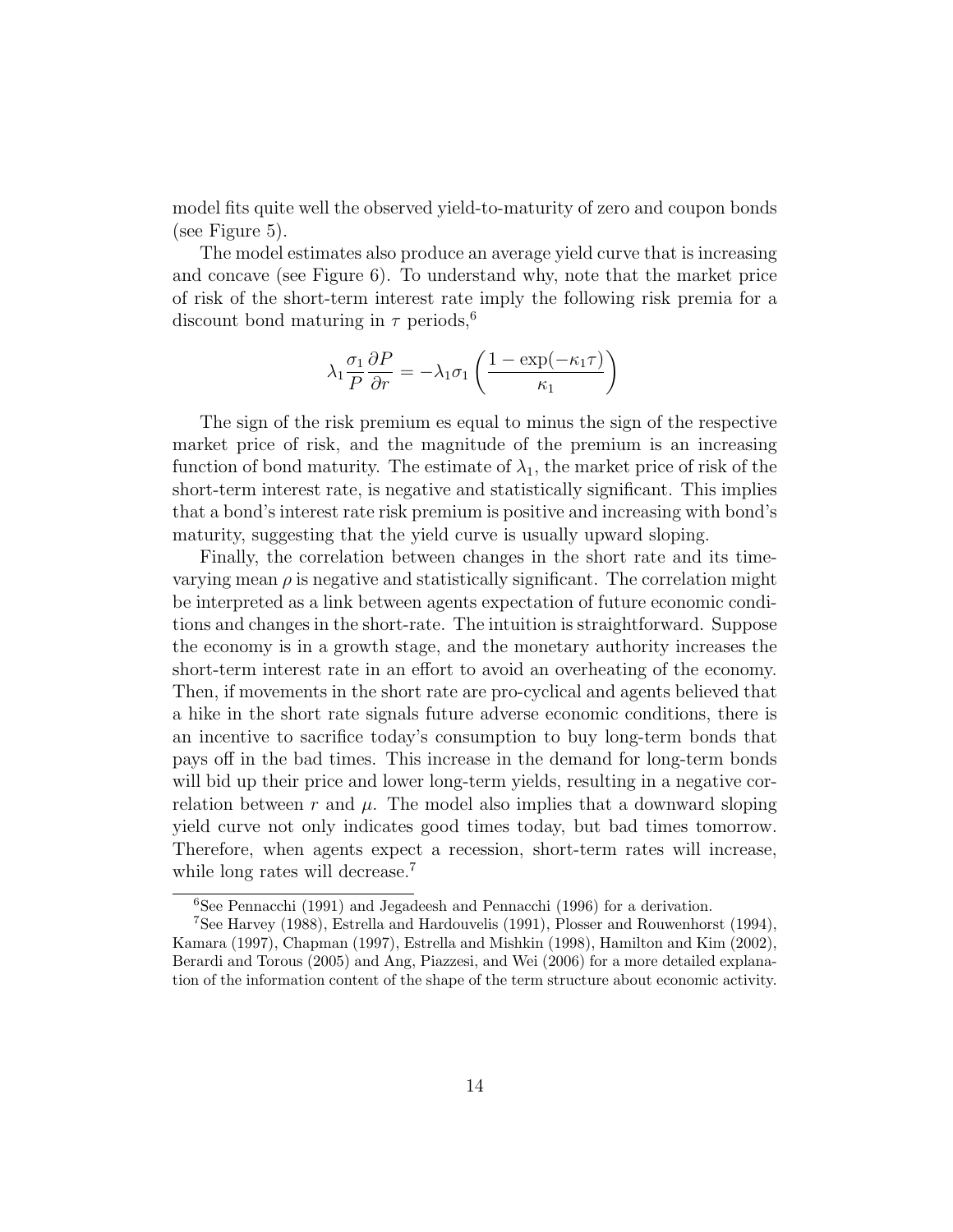model fits quite well the observed yield-to-maturity of zero and coupon bonds (see Figure 5).

The model estimates also produce an average yield curve that is increasing and concave (see Figure 6). To understand why, note that the market price of risk of the short-term interest rate imply the following risk premia for a discount bond maturing in $\tau$ periods,[6]

$$\lambda_1 \frac{\sigma_1}{P} \frac{\partial P}{\partial r} = -\lambda_1 \sigma_1 \left( \frac{1 - \exp(-\kappa_1 \tau)}{\kappa_1} \right)$$

The sign of the risk premium es equal to minus the sign of the respective market price of risk, and the magnitude of the premium is an increasing function of bond maturity. The estimate of $\lambda_1$, the market price of risk of the short-term interest rate, is negative and statistically significant. This implies that a bond's interest rate risk premium is positive and increasing with bond's maturity, suggesting that the yield curve is usually upward sloping.

Finally, the correlation between changes in the short rate and its time-varying mean $\rho$ is negative and statistically significant. The correlation might be interpreted as a link between agents expectation of future economic conditions and changes in the short-rate. The intuition is straightforward. Suppose the economy is in a growth stage, and the monetary authority increases the short-term interest rate in an effort to avoid an overheating of the economy. Then, if movements in the short rate are pro-cyclical and agents believed that a hike in the short rate signals future adverse economic conditions, there is an incentive to sacrifice today's consumption to buy long-term bonds that pays off in the bad times. This increase in the demand for long-term bonds will bid up their price and lower long-term yields, resulting in a negative correlation between $r$ and $\mu$. The model also implies that a downward sloping yield curve not only indicates good times today, but bad times tomorrow. Therefore, when agents expect a recession, short-term rates will increase, while long rates will decrease.[7]

[6] See Pennacchi (1991) and Jegadeesh and Pennacchi (1996) for a derivation.

[7] See Harvey (1988), Estrella and Hardouvelis (1991), Plosser and Rouwenhorst (1994), Kamara (1997), Chapman (1997), Estrella and Mishkin (1998), Hamilton and Kim (2002), Berardi and Torous (2005) and Ang, Piazzesi, and Wei (2006) for a more detailed explanation of the information content of the shape of the term structure about economic activity.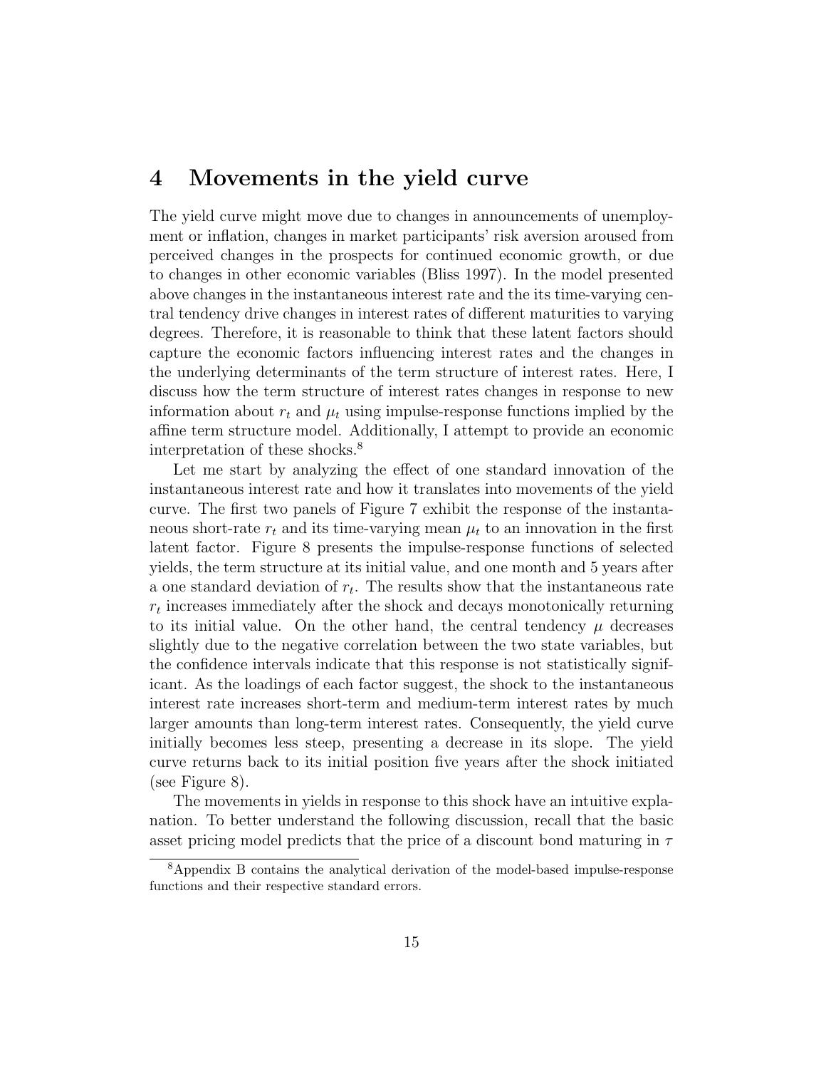# 4 Movements in the yield curve

The yield curve might move due to changes in announcements of unemployment or inflation, changes in market participants' risk aversion aroused from perceived changes in the prospects for continued economic growth, or due to changes in other economic variables (Bliss 1997). In the model presented above changes in the instantaneous interest rate and the its time-varying central tendency drive changes in interest rates of different maturities to varying degrees. Therefore, it is reasonable to think that these latent factors should capture the economic factors influencing interest rates and the changes in the underlying determinants of the term structure of interest rates. Here, I discuss how the term structure of interest rates changes in response to new information about $r_t$ and $\mu_t$ using impulse-response functions implied by the affine term structure model. Additionally, I attempt to provide an economic interpretation of these shocks.[8]

Let me start by analyzing the effect of one standard innovation of the instantaneous interest rate and how it translates into movements of the yield curve. The first two panels of Figure 7 exhibit the response of the instantaneous short-rate $r_t$ and its time-varying mean $\mu_t$ to an innovation in the first latent factor. Figure 8 presents the impulse-response functions of selected yields, the term structure at its initial value, and one month and 5 years after a one standard deviation of $r_t$. The results show that the instantaneous rate $r_t$ increases immediately after the shock and decays monotonically returning to its initial value. On the other hand, the central tendency $\mu$ decreases slightly due to the negative correlation between the two state variables, but the confidence intervals indicate that this response is not statistically significant. As the loadings of each factor suggest, the shock to the instantaneous interest rate increases short-term and medium-term interest rates by much larger amounts than long-term interest rates. Consequently, the yield curve initially becomes less steep, presenting a decrease in its slope. The yield curve returns back to its initial position five years after the shock initiated (see Figure 8).

The movements in yields in response to this shock have an intuitive explanation. To better understand the following discussion, recall that the basic asset pricing model predicts that the price of a discount bond maturing in $\tau$

[8] Appendix B contains the analytical derivation of the model-based impulse-response functions and their respective standard errors.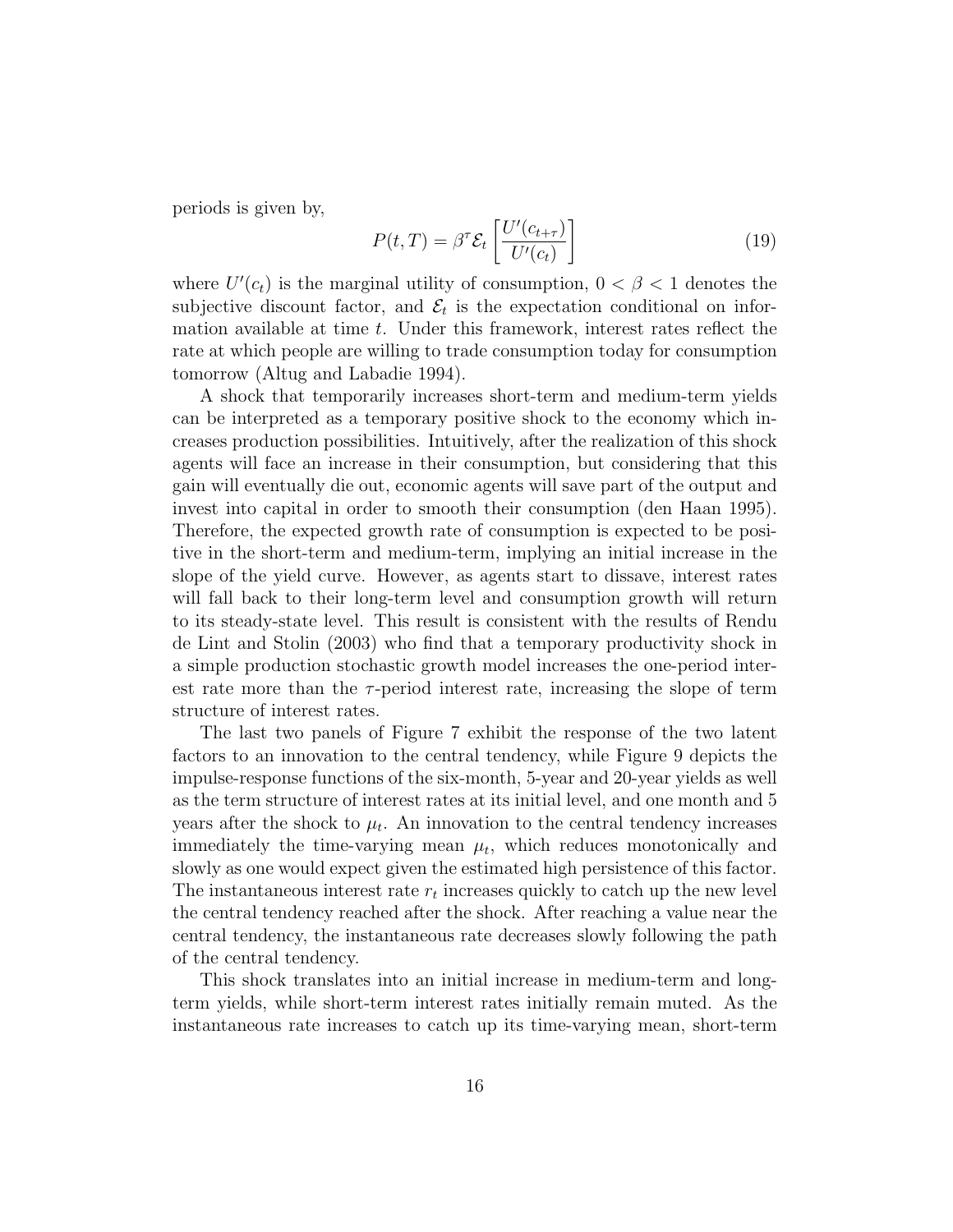periods is given by,

$$P(t,T) = \beta^{\tau} \mathcal{E}_t \left[ \frac{U'(c_{t+\tau})}{U'(c_t)} \right] \tag{19}$$

where $U'(c_t)$ is the marginal utility of consumption, $0 < \beta < 1$ denotes the subjective discount factor, and $\mathcal{E}_t$ is the expectation conditional on information available at time $t$. Under this framework, interest rates reflect the rate at which people are willing to trade consumption today for consumption tomorrow (Altug and Labadie 1994).

A shock that temporarily increases short-term and medium-term yields can be interpreted as a temporary positive shock to the economy which increases production possibilities. Intuitively, after the realization of this shock agents will face an increase in their consumption, but considering that this gain will eventually die out, economic agents will save part of the output and invest into capital in order to smooth their consumption (den Haan 1995). Therefore, the expected growth rate of consumption is expected to be positive in the short-term and medium-term, implying an initial increase in the slope of the yield curve. However, as agents start to dissave, interest rates will fall back to their long-term level and consumption growth will return to its steady-state level. This result is consistent with the results of Rendu de Lint and Stolin (2003) who find that a temporary productivity shock in a simple production stochastic growth model increases the one-period interest rate more than the $\tau$-period interest rate, increasing the slope of term structure of interest rates.

The last two panels of Figure 7 exhibit the response of the two latent factors to an innovation to the central tendency, while Figure 9 depicts the impulse-response functions of the six-month, 5-year and 20-year yields as well as the term structure of interest rates at its initial level, and one month and 5 years after the shock to $\mu_t$. An innovation to the central tendency increases immediately the time-varying mean $\mu_t$, which reduces monotonically and slowly as one would expect given the estimated high persistence of this factor. The instantaneous interest rate $r_t$ increases quickly to catch up the new level the central tendency reached after the shock. After reaching a value near the central tendency, the instantaneous rate decreases slowly following the path of the central tendency.

This shock translates into an initial increase in medium-term and long-term yields, while short-term interest rates initially remain muted. As the instantaneous rate increases to catch up its time-varying mean, short-term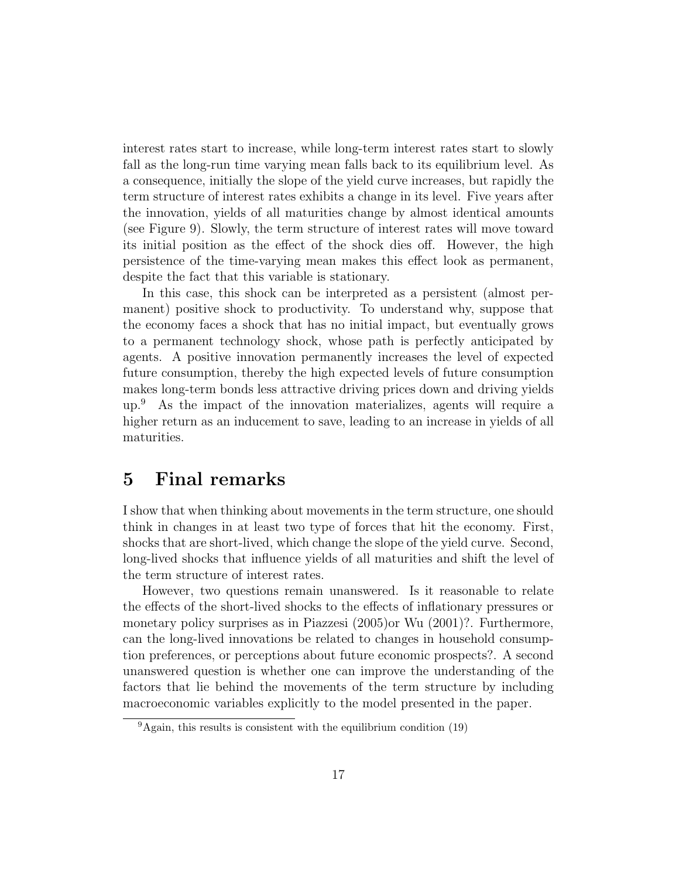interest rates start to increase, while long-term interest rates start to slowly fall as the long-run time varying mean falls back to its equilibrium level. As a consequence, initially the slope of the yield curve increases, but rapidly the term structure of interest rates exhibits a change in its level. Five years after the innovation, yields of all maturities change by almost identical amounts (see Figure 9). Slowly, the term structure of interest rates will move toward its initial position as the effect of the shock dies off. However, the high persistence of the time-varying mean makes this effect look as permanent, despite the fact that this variable is stationary.

In this case, this shock can be interpreted as a persistent (almost permanent) positive shock to productivity. To understand why, suppose that the economy faces a shock that has no initial impact, but eventually grows to a permanent technology shock, whose path is perfectly anticipated by agents. A positive innovation permanently increases the level of expected future consumption, thereby the high expected levels of future consumption makes long-term bonds less attractive driving prices down and driving yields up.[9] As the impact of the innovation materializes, agents will require a higher return as an inducement to save, leading to an increase in yields of all maturities.

# 5 Final remarks

I show that when thinking about movements in the term structure, one should think in changes in at least two type of forces that hit the economy. First, shocks that are short-lived, which change the slope of the yield curve. Second, long-lived shocks that influence yields of all maturities and shift the level of the term structure of interest rates.

However, two questions remain unanswered. Is it reasonable to relate the effects of the short-lived shocks to the effects of inflationary pressures or monetary policy surprises as in Piazzesi (2005)or Wu (2001)?. Furthermore, can the long-lived innovations be related to changes in household consumption preferences, or perceptions about future economic prospects?. A second unanswered question is whether one can improve the understanding of the factors that lie behind the movements of the term structure by including macroeconomic variables explicitly to the model presented in the paper.

[9] Again, this results is consistent with the equilibrium condition (19)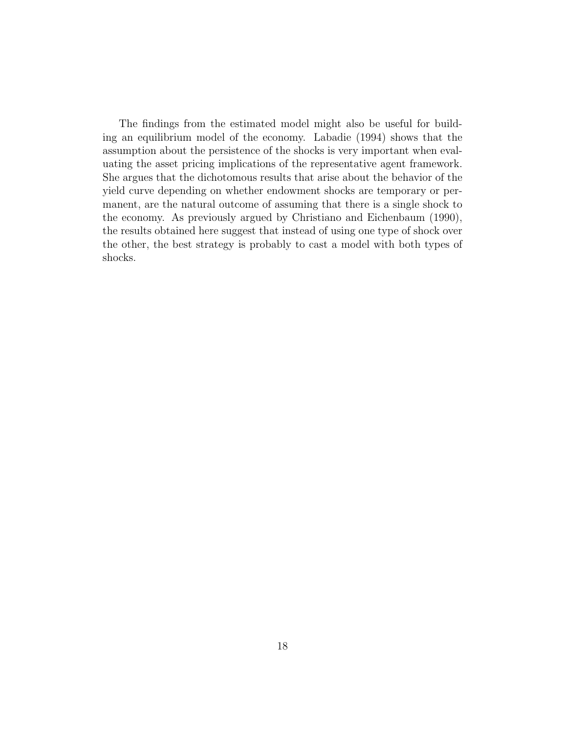The findings from the estimated model might also be useful for building an equilibrium model of the economy. Labadie (1994) shows that the assumption about the persistence of the shocks is very important when evaluating the asset pricing implications of the representative agent framework. She argues that the dichotomous results that arise about the behavior of the yield curve depending on whether endowment shocks are temporary or permanent, are the natural outcome of assuming that there is a single shock to the economy. As previously argued by Christiano and Eichenbaum (1990), the results obtained here suggest that instead of using one type of shock over the other, the best strategy is probably to cast a model with both types of shocks.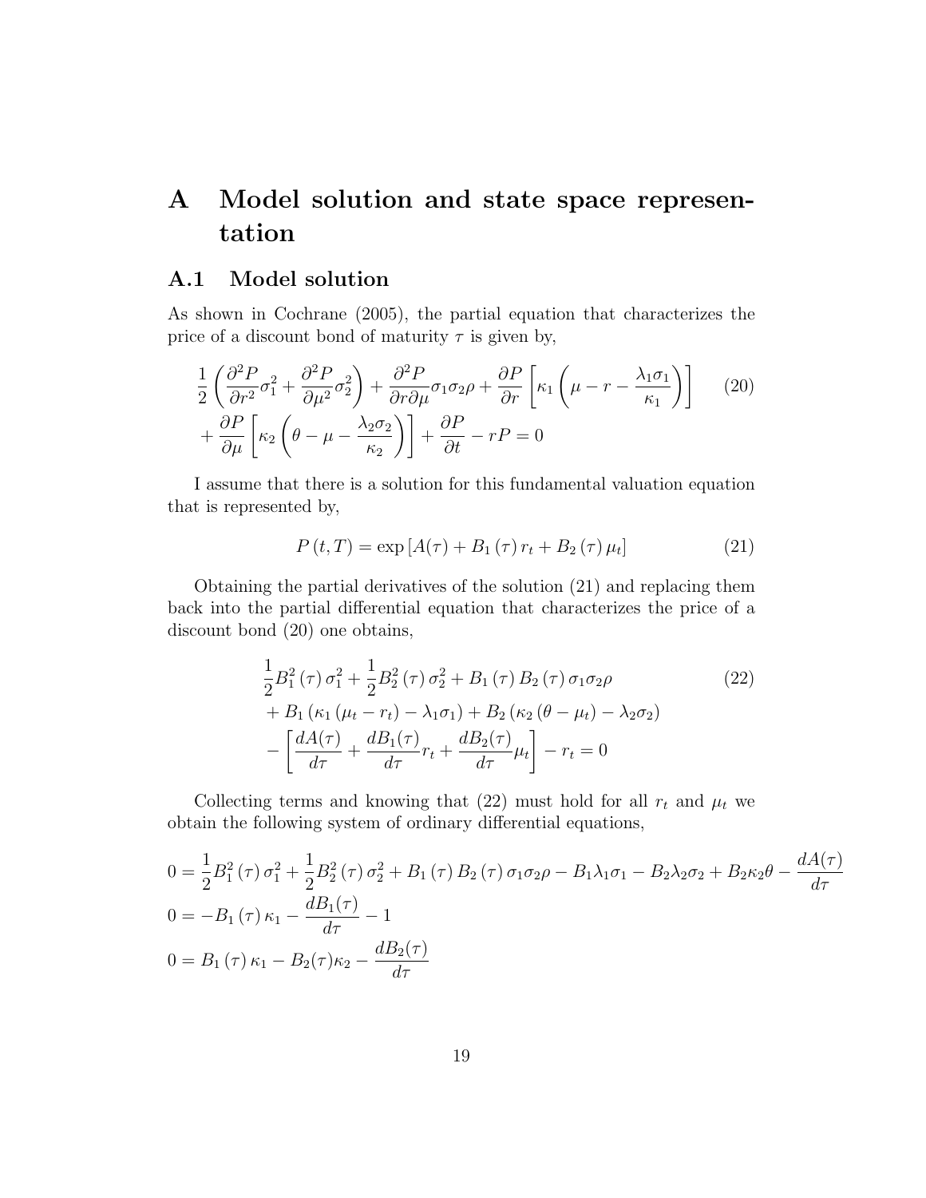# A Model solution and state space representation

## A.1 Model solution

As shown in Cochrane (2005), the partial equation that characterizes the price of a discount bond of maturity $\tau$ is given by,

$$
\begin{aligned}
&\frac{1}{2}\left(\frac{\partial^2 P}{\partial r^2}\sigma_1^2 + \frac{\partial^2 P}{\partial \mu^2}\sigma_2^2\right) + \frac{\partial^2 P}{\partial r \partial \mu}\sigma_1\sigma_2\rho + \frac{\partial P}{\partial r}\left[\kappa_1\left(\mu - r - \frac{\lambda_1\sigma_1}{\kappa_1}\right)\right] \\
&+ \frac{\partial P}{\partial \mu}\left[\kappa_2\left(\theta - \mu - \frac{\lambda_2\sigma_2}{\kappa_2}\right)\right] + \frac{\partial P}{\partial t} - rP = 0
\end{aligned}
\tag{20}
$$

I assume that there is a solution for this fundamental valuation equation that is represented by,

$$
P(t,T) = \exp\left[A(\tau) + B_1(\tau)\, r_t + B_2(\tau)\, \mu_t\right] \tag{21}
$$

Obtaining the partial derivatives of the solution (21) and replacing them back into the partial differential equation that characterizes the price of a discount bond (20) one obtains,

$$
\begin{aligned}
&\frac{1}{2}B_1^2(\tau)\,\sigma_1^2 + \frac{1}{2}B_2^2(\tau)\,\sigma_2^2 + B_1(\tau)\, B_2(\tau)\,\sigma_1\sigma_2\rho \\
&+ B_1\left(\kappa_1(\mu_t - r_t) - \lambda_1\sigma_1\right) + B_2\left(\kappa_2(\theta - \mu_t) - \lambda_2\sigma_2\right) \\
&- \left[\frac{dA(\tau)}{d\tau} + \frac{dB_1(\tau)}{d\tau} r_t + \frac{dB_2(\tau)}{d\tau}\mu_t\right] - r_t = 0
\end{aligned}
\tag{22}
$$

Collecting terms and knowing that (22) must hold for all $r_t$ and $\mu_t$ we obtain the following system of ordinary differential equations,

$$
\begin{aligned}
0 &= \frac{1}{2}B_1^2(\tau)\,\sigma_1^2 + \frac{1}{2}B_2^2(\tau)\,\sigma_2^2 + B_1(\tau)\, B_2(\tau)\,\sigma_1\sigma_2\rho - B_1\lambda_1\sigma_1 - B_2\lambda_2\sigma_2 + B_2\kappa_2\theta - \frac{dA(\tau)}{d\tau} \\
0 &= -B_1(\tau)\,\kappa_1 - \frac{dB_1(\tau)}{d\tau} - 1 \\
0 &= B_1(\tau)\,\kappa_1 - B_2(\tau)\kappa_2 - \frac{dB_2(\tau)}{d\tau}
\end{aligned}
$$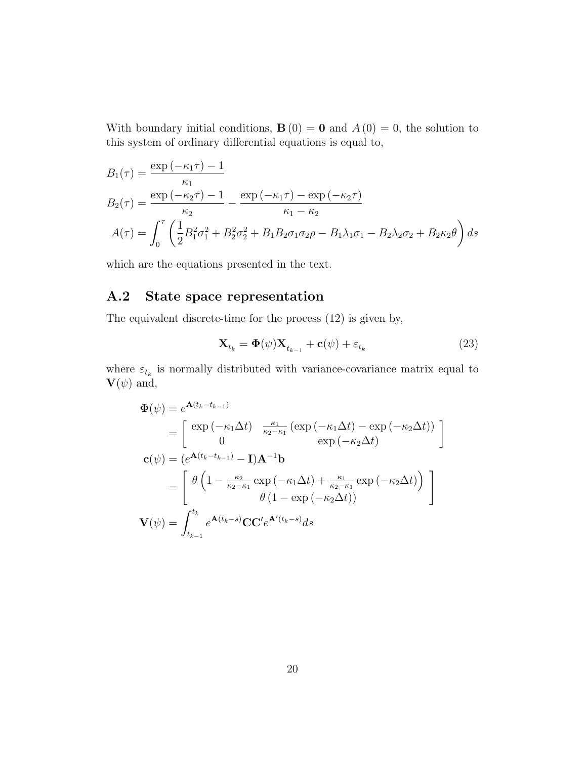With boundary initial conditions, $\mathbf{B}(0) = \mathbf{0}$ and $A(0) = 0$, the solution to this system of ordinary differential equations is equal to,

$$
\begin{aligned}
B_1(\tau) &= \frac{\exp(-\kappa_1 \tau) - 1}{\kappa_1} \\
B_2(\tau) &= \frac{\exp(-\kappa_2 \tau) - 1}{\kappa_2} - \frac{\exp(-\kappa_1 \tau) - \exp(-\kappa_2 \tau)}{\kappa_1 - \kappa_2} \\
A(\tau) &= \int_0^\tau \left( \frac{1}{2} B_1^2 \sigma_1^2 + B_2^2 \sigma_2^2 + B_1 B_2 \sigma_1 \sigma_2 \rho - B_1 \lambda_1 \sigma_1 - B_2 \lambda_2 \sigma_2 + B_2 \kappa_2 \theta \right) ds
\end{aligned}
$$

which are the equations presented in the text.

## A.2 State space representation

The equivalent discrete-time for the process (12) is given by,

$$
\mathbf{X}_{t_k} = \mathbf{\Phi}(\psi) \mathbf{X}_{t_{k-1}} + \mathbf{c}(\psi) + \varepsilon_{t_k} \tag{23}
$$

where $\varepsilon_{t_k}$ is normally distributed with variance-covariance matrix equal to $\mathbf{V}(\psi)$ and,

$$
\begin{aligned}
\mathbf{\Phi}(\psi) &= e^{\mathbf{A}(t_k - t_{k-1})} \\
&= \begin{bmatrix} \exp(-\kappa_1 \Delta t) & \frac{\kappa_1}{\kappa_2 - \kappa_1} \left( \exp(-\kappa_1 \Delta t) - \exp(-\kappa_2 \Delta t) \right) \\ 0 & \exp(-\kappa_2 \Delta t) \end{bmatrix} \\
\mathbf{c}(\psi) &= (e^{\mathbf{A}(t_k - t_{k-1})} - \mathbf{I}) \mathbf{A}^{-1} \mathbf{b} \\
&= \begin{bmatrix} \theta \left( 1 - \frac{\kappa_2}{\kappa_2 - \kappa_1} \exp(-\kappa_1 \Delta t) + \frac{\kappa_1}{\kappa_2 - \kappa_1} \exp(-\kappa_2 \Delta t) \right) \\ \theta \left( 1 - \exp(-\kappa_2 \Delta t) \right) \end{bmatrix} \\
\mathbf{V}(\psi) &= \int_{t_{k-1}}^{t_k} e^{\mathbf{A}(t_k - s)} \mathbf{C} \mathbf{C}' e^{\mathbf{A}'(t_k - s)} ds
\end{aligned}
$$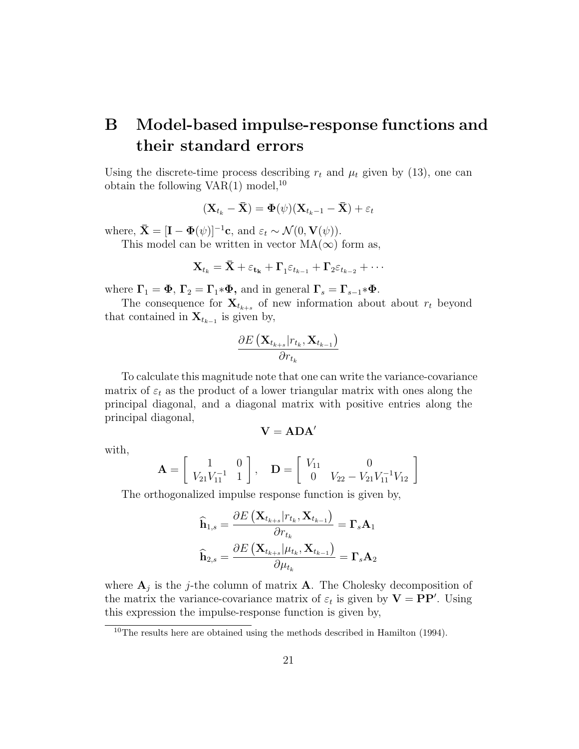# B Model-based impulse-response functions and their standard errors

Using the discrete-time process describing $r_t$ and $\mu_t$ given by (13), one can obtain the following VAR(1) model,[10]

$$(\mathbf{X}_{t_k} - \bar{\mathbf{X}}) = \mathbf{\Phi}(\psi)(\mathbf{X}_{t_k - 1} - \bar{\mathbf{X}}) + \varepsilon_t$$

where, $\bar{\mathbf{X}} = [\mathbf{I} - \mathbf{\Phi}(\psi)]^{-1}\mathbf{c}$, and $\varepsilon_t \sim \mathcal{N}(0, \mathbf{V}(\psi))$.

This model can be written in vector MA($\infty$) form as,

$$\mathbf{X}_{t_k} = \bar{\mathbf{X}} + \varepsilon_{\mathbf{t_k}} + \mathbf{\Gamma}_1 \varepsilon_{t_{k-1}} + \mathbf{\Gamma}_2 \varepsilon_{t_{k-2}} + \cdots$$

where $\mathbf{\Gamma}_1 = \mathbf{\Phi}$, $\mathbf{\Gamma}_2 = \mathbf{\Gamma}_1 * \mathbf{\Phi}$, and in general $\mathbf{\Gamma}_s = \mathbf{\Gamma}_{s-1} * \mathbf{\Phi}$.

The consequence for $\mathbf{X}_{t_{k+s}}$ of new information about about $r_t$ beyond that contained in $\mathbf{X}_{t_{k-1}}$ is given by,

$$\frac{\partial E\left(\mathbf{X}_{t_{k+s}} | r_{t_k}, \mathbf{X}_{t_{k-1}}\right)}{\partial r_{t_k}}$$

To calculate this magnitude note that one can write the variance-covariance matrix of $\varepsilon_t$ as the product of a lower triangular matrix with ones along the principal diagonal, and a diagonal matrix with positive entries along the principal diagonal,

$$\mathbf{V} = \mathbf{A}\mathbf{D}\mathbf{A}'$$

with,

$$\mathbf{A} = \begin{bmatrix} 1 & 0 \\ V_{21}V_{11}^{-1} & 1 \end{bmatrix}, \quad \mathbf{D} = \begin{bmatrix} V_{11} & 0 \\ 0 & V_{22} - V_{21}V_{11}^{-1}V_{12} \end{bmatrix}$$

The orthogonalized impulse response function is given by,

$$\widehat{\mathbf{h}}_{1,s} = \frac{\partial E\left(\mathbf{X}_{t_{k+s}} | r_{t_k}, \mathbf{X}_{t_{k-1}}\right)}{\partial r_{t_k}} = \mathbf{\Gamma}_s \mathbf{A}_1$$

$$\widehat{\mathbf{h}}_{2,s} = \frac{\partial E\left(\mathbf{X}_{t_{k+s}} | \mu_{t_k}, \mathbf{X}_{t_{k-1}}\right)}{\partial \mu_{t_k}} = \mathbf{\Gamma}_s \mathbf{A}_2$$

where $\mathbf{A}_j$ is the $j$-the column of matrix $\mathbf{A}$. The Cholesky decomposition of the matrix the variance-covariance matrix of $\varepsilon_t$ is given by $\mathbf{V} = \mathbf{P}\mathbf{P}'$. Using this expression the impulse-response function is given by,

[10] The results here are obtained using the methods described in Hamilton (1994).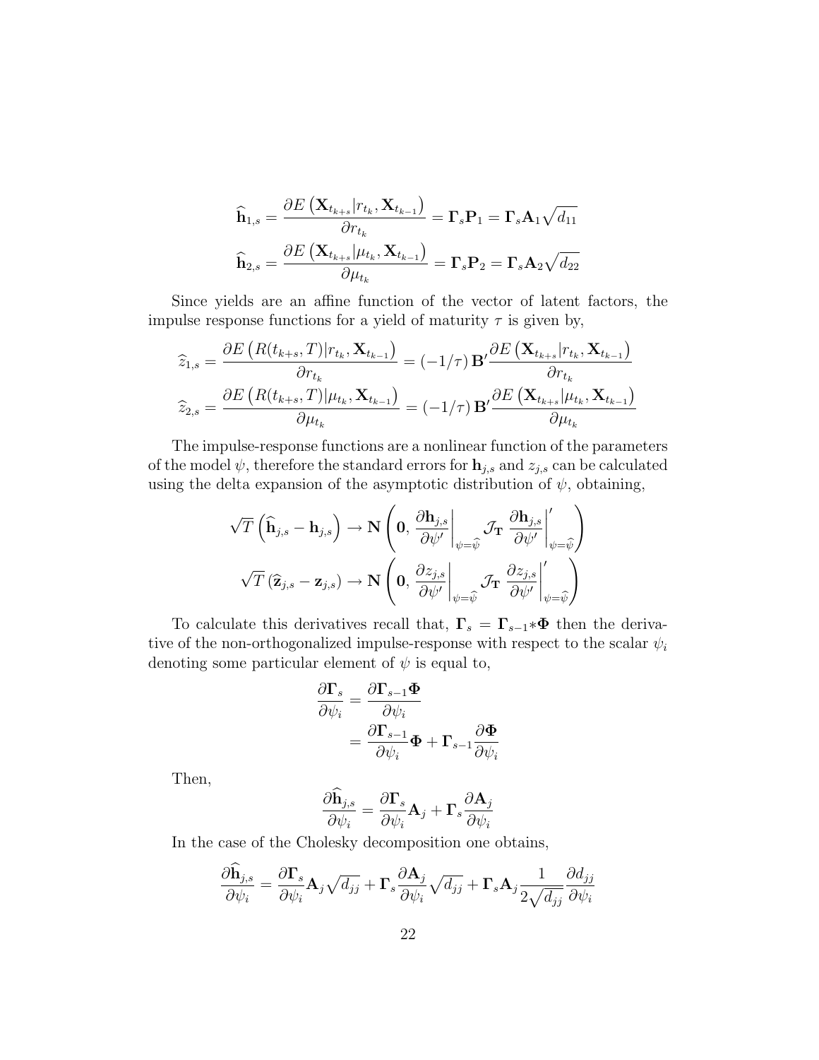$$\widehat{\mathbf{h}}_{1,s} = \frac{\partial E\left(\mathbf{X}_{t_{k+s}}|r_{t_k}, \mathbf{X}_{t_{k-1}}\right)}{\partial r_{t_k}} = \mathbf{\Gamma}_s \mathbf{P}_1 = \mathbf{\Gamma}_s \mathbf{A}_1 \sqrt{d_{11}}$$

$$\widehat{\mathbf{h}}_{2,s} = \frac{\partial E\left(\mathbf{X}_{t_{k+s}}|\mu_{t_k}, \mathbf{X}_{t_{k-1}}\right)}{\partial \mu_{t_k}} = \mathbf{\Gamma}_s \mathbf{P}_2 = \mathbf{\Gamma}_s \mathbf{A}_2 \sqrt{d_{22}}$$

Since yields are an affine function of the vector of latent factors, the impulse response functions for a yield of maturity $\tau$ is given by,

$$\widehat{z}_{1,s} = \frac{\partial E\left(R(t_{k+s}, T)|r_{t_k}, \mathbf{X}_{t_{k-1}}\right)}{\partial r_{t_k}} = (-1/\tau)\, \mathbf{B}' \frac{\partial E\left(\mathbf{X}_{t_{k+s}}|r_{t_k}, \mathbf{X}_{t_{k-1}}\right)}{\partial r_{t_k}}$$

$$\widehat{z}_{2,s} = \frac{\partial E\left(R(t_{k+s}, T)|\mu_{t_k}, \mathbf{X}_{t_{k-1}}\right)}{\partial \mu_{t_k}} = (-1/\tau)\, \mathbf{B}' \frac{\partial E\left(\mathbf{X}_{t_{k+s}}|\mu_{t_k}, \mathbf{X}_{t_{k-1}}\right)}{\partial \mu_{t_k}}$$

The impulse-response functions are a nonlinear function of the parameters of the model $\psi$, therefore the standard errors for $\mathbf{h}_{j,s}$ and $z_{j,s}$ can be calculated using the delta expansion of the asymptotic distribution of $\psi$, obtaining,

$$\sqrt{T}\left(\widehat{\mathbf{h}}_{j,s} - \mathbf{h}_{j,s}\right) \to \mathbf{N}\left(\mathbf{0},\, \left.\frac{\partial \mathbf{h}_{j,s}}{\partial \psi'}\right|_{\psi=\widehat{\psi}} \mathcal{J}_{\mathbf{T}}\, \left.\frac{\partial \mathbf{h}_{j,s}}{\partial \psi'}\right|'_{\psi=\widehat{\psi}}\right)$$

$$\sqrt{T}\left(\widehat{\mathbf{z}}_{j,s} - \mathbf{z}_{j,s}\right) \to \mathbf{N}\left(\mathbf{0},\, \left.\frac{\partial z_{j,s}}{\partial \psi'}\right|_{\psi=\widehat{\psi}} \mathcal{J}_{\mathbf{T}}\, \left.\frac{\partial z_{j,s}}{\partial \psi'}\right|'_{\psi=\widehat{\psi}}\right)$$

To calculate this derivatives recall that, $\mathbf{\Gamma}_s = \mathbf{\Gamma}_{s-1} * \mathbf{\Phi}$ then the derivative of the non-orthogonalized impulse-response with respect to the scalar $\psi_i$ denoting some particular element of $\psi$ is equal to,

$$\begin{aligned}
\frac{\partial \mathbf{\Gamma}_s}{\partial \psi_i} &= \frac{\partial \mathbf{\Gamma}_{s-1} \mathbf{\Phi}}{\partial \psi_i} \\
&= \frac{\partial \mathbf{\Gamma}_{s-1}}{\partial \psi_i} \mathbf{\Phi} + \mathbf{\Gamma}_{s-1} \frac{\partial \mathbf{\Phi}}{\partial \psi_i}
\end{aligned}$$

Then,

$$\frac{\partial \widehat{\mathbf{h}}_{j,s}}{\partial \psi_i} = \frac{\partial \mathbf{\Gamma}_s}{\partial \psi_i} \mathbf{A}_j + \mathbf{\Gamma}_s \frac{\partial \mathbf{A}_j}{\partial \psi_i}$$

In the case of the Cholesky decomposition one obtains,

$$\frac{\partial \widehat{\mathbf{h}}_{j,s}}{\partial \psi_i} = \frac{\partial \mathbf{\Gamma}_s}{\partial \psi_i} \mathbf{A}_j \sqrt{d_{jj}} + \mathbf{\Gamma}_s \frac{\partial \mathbf{A}_j}{\partial \psi_i} \sqrt{d_{jj}} + \mathbf{\Gamma}_s \mathbf{A}_j \frac{1}{2\sqrt{d_{jj}}} \frac{\partial d_{jj}}{\partial \psi_i}$$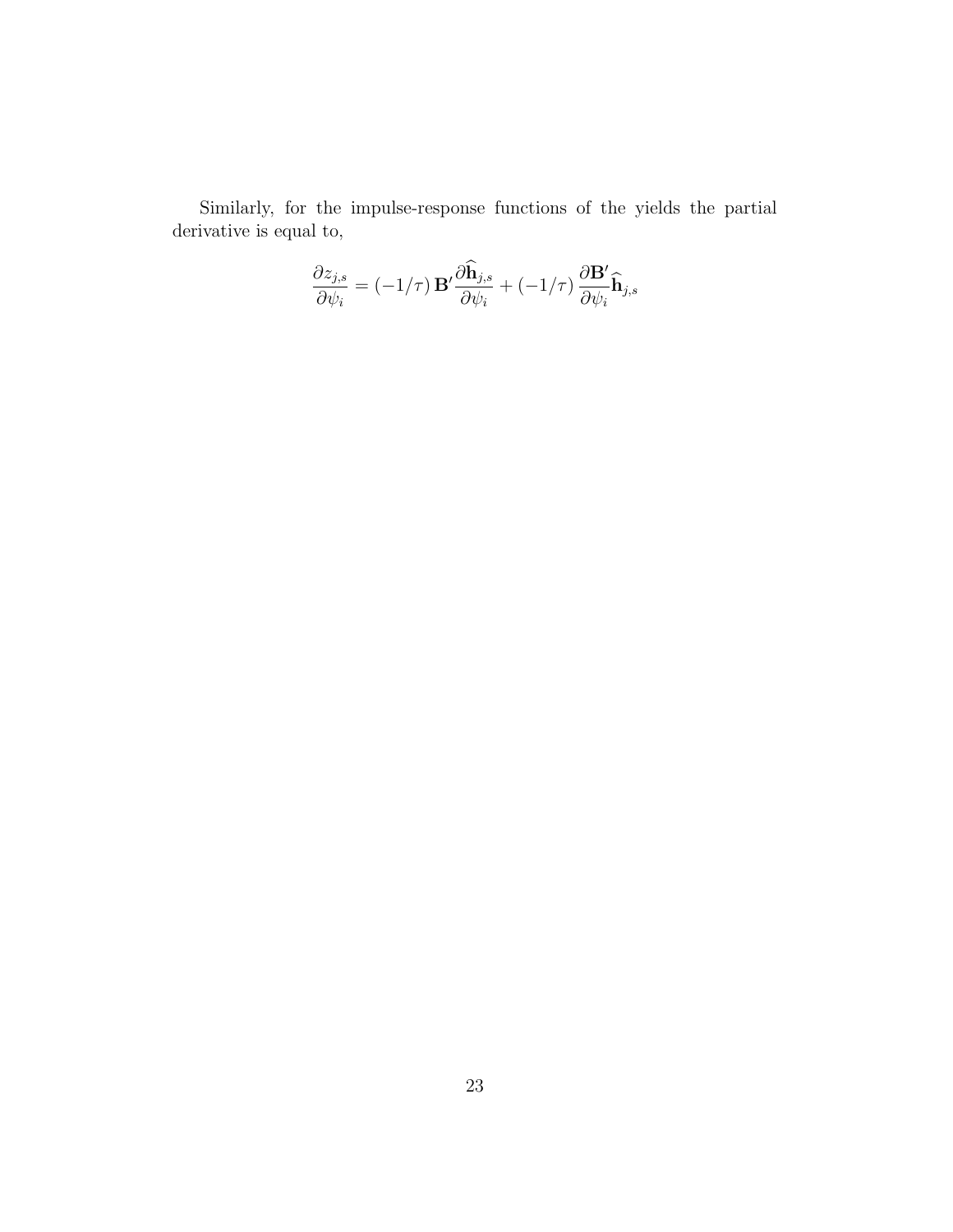Similarly, for the impulse-response functions of the yields the partial derivative is equal to,

$$\frac{\partial z_{j,s}}{\partial \psi_i} = (-1/\tau)\, \mathbf{B}' \frac{\partial \widehat{\mathbf{h}}_{j,s}}{\partial \psi_i} + (-1/\tau)\, \frac{\partial \mathbf{B}'}{\partial \psi_i} \widehat{\mathbf{h}}_{j,s}$$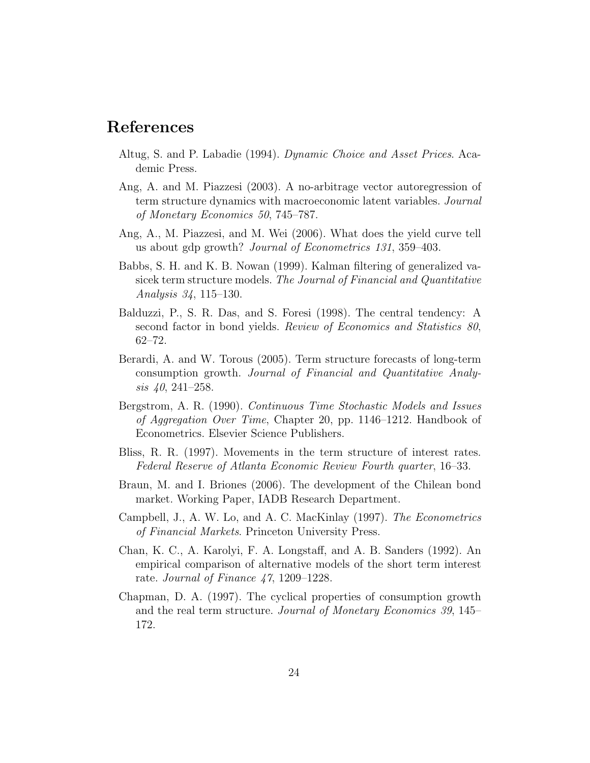# References

Altug, S. and P. Labadie (1994). *Dynamic Choice and Asset Prices*. Academic Press.

Ang, A. and M. Piazzesi (2003). A no-arbitrage vector autoregression of term structure dynamics with macroeconomic latent variables. *Journal of Monetary Economics 50*, 745–787.

Ang, A., M. Piazzesi, and M. Wei (2006). What does the yield curve tell us about gdp growth? *Journal of Econometrics 131*, 359–403.

Babbs, S. H. and K. B. Nowan (1999). Kalman filtering of generalized vasicek term structure models. *The Journal of Financial and Quantitative Analysis 34*, 115–130.

Balduzzi, P., S. R. Das, and S. Foresi (1998). The central tendency: A second factor in bond yields. *Review of Economics and Statistics 80*, 62–72.

Berardi, A. and W. Torous (2005). Term structure forecasts of long-term consumption growth. *Journal of Financial and Quantitative Analysis 40*, 241–258.

Bergstrom, A. R. (1990). *Continuous Time Stochastic Models and Issues of Aggregation Over Time*, Chapter 20, pp. 1146–1212. Handbook of Econometrics. Elsevier Science Publishers.

Bliss, R. R. (1997). Movements in the term structure of interest rates. *Federal Reserve of Atlanta Economic Review Fourth quarter*, 16–33.

Braun, M. and I. Briones (2006). The development of the Chilean bond market. Working Paper, IADB Research Department.

Campbell, J., A. W. Lo, and A. C. MacKinlay (1997). *The Econometrics of Financial Markets*. Princeton University Press.

Chan, K. C., A. Karolyi, F. A. Longstaff, and A. B. Sanders (1992). An empirical comparison of alternative models of the short term interest rate. *Journal of Finance 47*, 1209–1228.

Chapman, D. A. (1997). The cyclical properties of consumption growth and the real term structure. *Journal of Monetary Economics 39*, 145–172.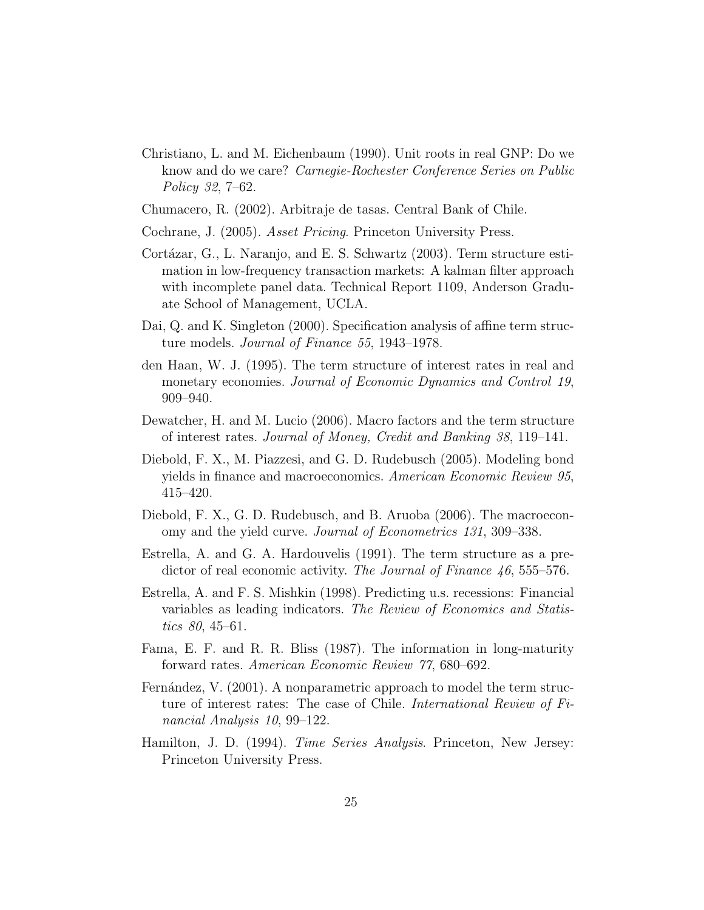Christiano, L. and M. Eichenbaum (1990). Unit roots in real GNP: Do we know and do we care? *Carnegie-Rochester Conference Series on Public Policy 32*, 7–62.

Chumacero, R. (2002). Arbitraje de tasas. Central Bank of Chile.

Cochrane, J. (2005). *Asset Pricing*. Princeton University Press.

Cortázar, G., L. Naranjo, and E. S. Schwartz (2003). Term structure estimation in low-frequency transaction markets: A kalman filter approach with incomplete panel data. Technical Report 1109, Anderson Graduate School of Management, UCLA.

Dai, Q. and K. Singleton (2000). Specification analysis of affine term structure models. *Journal of Finance 55*, 1943–1978.

den Haan, W. J. (1995). The term structure of interest rates in real and monetary economies. *Journal of Economic Dynamics and Control 19*, 909–940.

Dewatcher, H. and M. Lucio (2006). Macro factors and the term structure of interest rates. *Journal of Money, Credit and Banking 38*, 119–141.

Diebold, F. X., M. Piazzesi, and G. D. Rudebusch (2005). Modeling bond yields in finance and macroeconomics. *American Economic Review 95*, 415–420.

Diebold, F. X., G. D. Rudebusch, and B. Aruoba (2006). The macroeconomy and the yield curve. *Journal of Econometrics 131*, 309–338.

Estrella, A. and G. A. Hardouvelis (1991). The term structure as a predictor of real economic activity. *The Journal of Finance 46*, 555–576.

Estrella, A. and F. S. Mishkin (1998). Predicting u.s. recessions: Financial variables as leading indicators. *The Review of Economics and Statistics 80*, 45–61.

Fama, E. F. and R. R. Bliss (1987). The information in long-maturity forward rates. *American Economic Review 77*, 680–692.

Fernández, V. (2001). A nonparametric approach to model the term structure of interest rates: The case of Chile. *International Review of Financial Analysis 10*, 99–122.

Hamilton, J. D. (1994). *Time Series Analysis*. Princeton, New Jersey: Princeton University Press.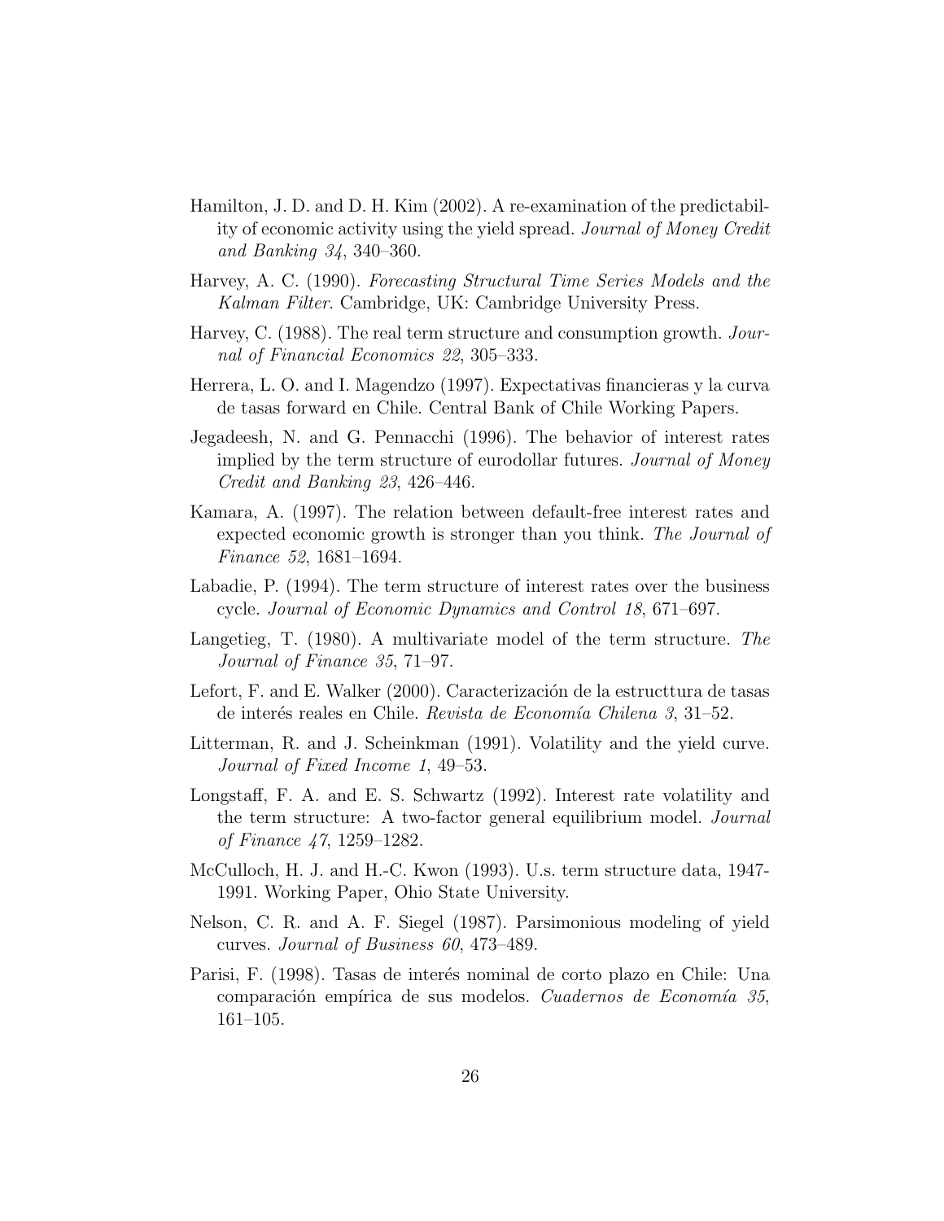Hamilton, J. D. and D. H. Kim (2002). A re-examination of the predictability of economic activity using the yield spread. *Journal of Money Credit and Banking 34*, 340–360.

Harvey, A. C. (1990). *Forecasting Structural Time Series Models and the Kalman Filter*. Cambridge, UK: Cambridge University Press.

Harvey, C. (1988). The real term structure and consumption growth. *Journal of Financial Economics 22*, 305–333.

Herrera, L. O. and I. Magendzo (1997). Expectativas financieras y la curva de tasas forward en Chile. Central Bank of Chile Working Papers.

Jegadeesh, N. and G. Pennacchi (1996). The behavior of interest rates implied by the term structure of eurodollar futures. *Journal of Money Credit and Banking 23*, 426–446.

Kamara, A. (1997). The relation between default-free interest rates and expected economic growth is stronger than you think. *The Journal of Finance 52*, 1681–1694.

Labadie, P. (1994). The term structure of interest rates over the business cycle. *Journal of Economic Dynamics and Control 18*, 671–697.

Langetieg, T. (1980). A multivariate model of the term structure. *The Journal of Finance 35*, 71–97.

Lefort, F. and E. Walker (2000). Caracterización de la estructtura de tasas de interés reales en Chile. *Revista de Economía Chilena 3*, 31–52.

Litterman, R. and J. Scheinkman (1991). Volatility and the yield curve. *Journal of Fixed Income 1*, 49–53.

Longstaff, F. A. and E. S. Schwartz (1992). Interest rate volatility and the term structure: A two-factor general equilibrium model. *Journal of Finance 47*, 1259–1282.

McCulloch, H. J. and H.-C. Kwon (1993). U.s. term structure data, 1947-1991. Working Paper, Ohio State University.

Nelson, C. R. and A. F. Siegel (1987). Parsimonious modeling of yield curves. *Journal of Business 60*, 473–489.

Parisi, F. (1998). Tasas de interés nominal de corto plazo en Chile: Una comparación empírica de sus modelos. *Cuadernos de Economía 35*, 161–105.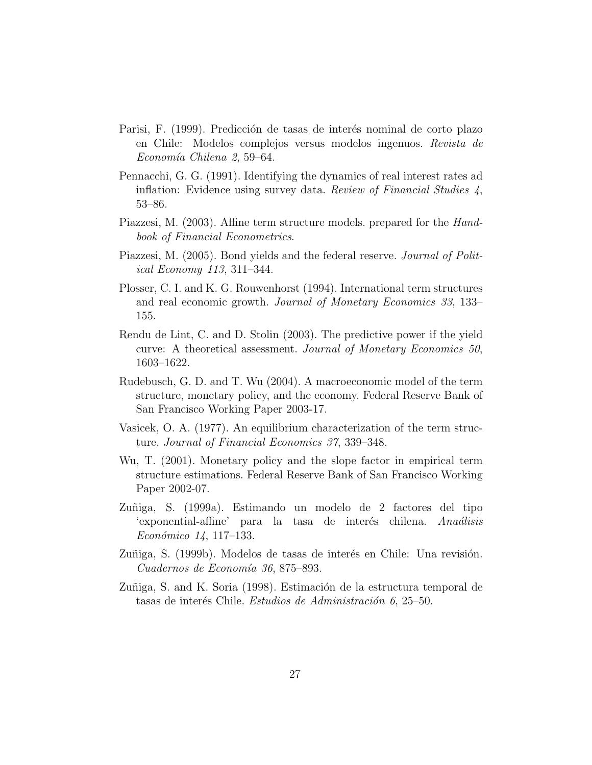Parisi, F. (1999). Predicción de tasas de interés nominal de corto plazo en Chile: Modelos complejos versus modelos ingenuos. *Revista de Economía Chilena 2*, 59–64.

Pennacchi, G. G. (1991). Identifying the dynamics of real interest rates ad inflation: Evidence using survey data. *Review of Financial Studies 4*, 53–86.

Piazzesi, M. (2003). Affine term structure models. prepared for the *Handbook of Financial Econometrics*.

Piazzesi, M. (2005). Bond yields and the federal reserve. *Journal of Political Economy 113*, 311–344.

Plosser, C. I. and K. G. Rouwenhorst (1994). International term structures and real economic growth. *Journal of Monetary Economics 33*, 133–155.

Rendu de Lint, C. and D. Stolin (2003). The predictive power if the yield curve: A theoretical assessment. *Journal of Monetary Economics 50*, 1603–1622.

Rudebusch, G. D. and T. Wu (2004). A macroeconomic model of the term structure, monetary policy, and the economy. Federal Reserve Bank of San Francisco Working Paper 2003-17.

Vasicek, O. A. (1977). An equilibrium characterization of the term structure. *Journal of Financial Economics 37*, 339–348.

Wu, T. (2001). Monetary policy and the slope factor in empirical term structure estimations. Federal Reserve Bank of San Francisco Working Paper 2002-07.

Zuñiga, S. (1999a). Estimando un modelo de 2 factores del tipo 'exponential-affine' para la tasa de interés chilena. *Anaálisis Económico 14*, 117–133.

Zuñiga, S. (1999b). Modelos de tasas de interés en Chile: Una revisión. *Cuadernos de Economía 36*, 875–893.

Zuñiga, S. and K. Soria (1998). Estimación de la estructura temporal de tasas de interés Chile. *Estudios de Administración 6*, 25–50.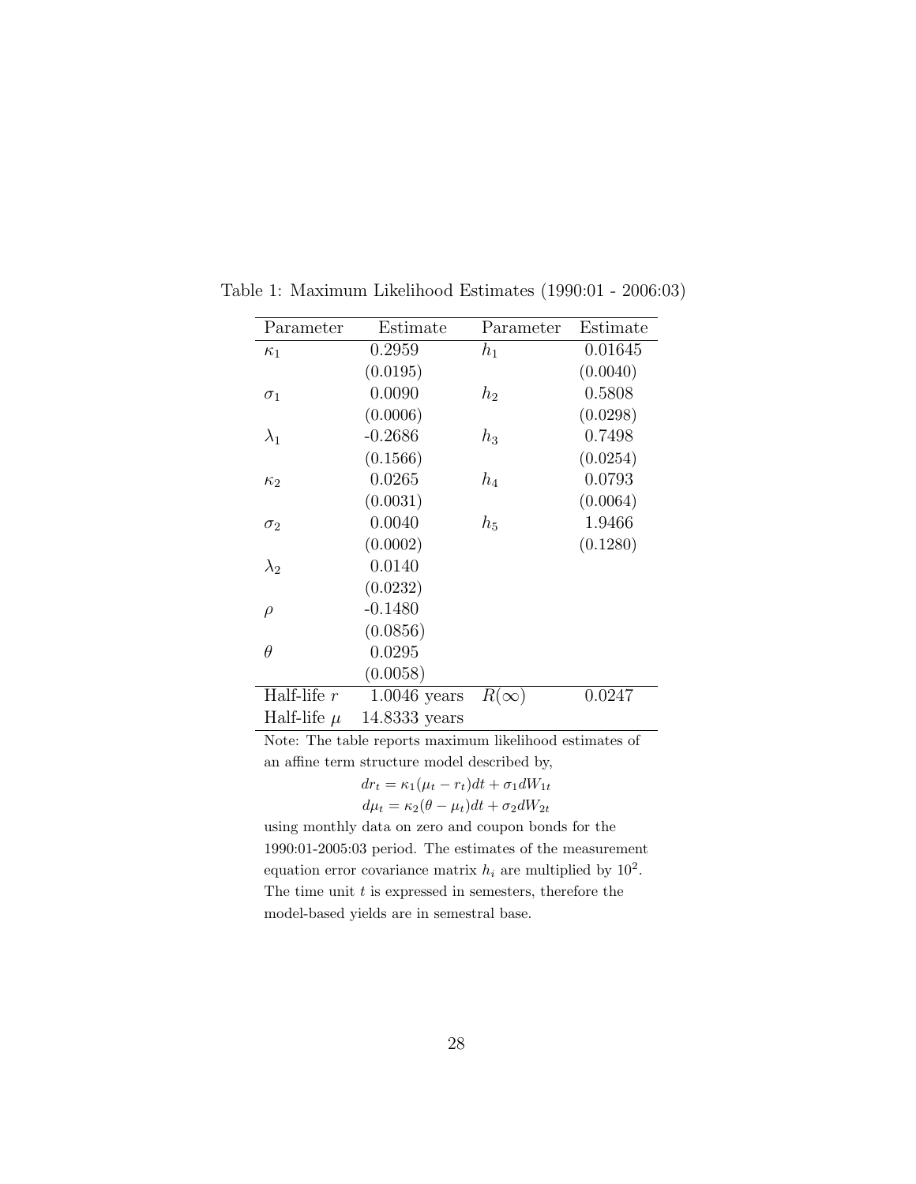Table 1: Maximum Likelihood Estimates (1990:01 - 2006:03)

| Parameter | Estimate | Parameter | Estimate |
|---|---|---|---|
| $\kappa_1$ | 0.2959 | $h_1$ | 0.01645 |
| | (0.0195) | | (0.0040) |
| $\sigma_1$ | 0.0090 | $h_2$ | 0.5808 |
| | (0.0006) | | (0.0298) |
| $\lambda_1$ | -0.2686 | $h_3$ | 0.7498 |
| | (0.1566) | | (0.0254) |
| $\kappa_2$ | 0.0265 | $h_4$ | 0.0793 |
| | (0.0031) | | (0.0064) |
| $\sigma_2$ | 0.0040 | $h_5$ | 1.9466 |
| | (0.0002) | | (0.1280) |
| $\lambda_2$ | 0.0140 | | |
| | (0.0232) | | |
| $\rho$ | -0.1480 | | |
| | (0.0856) | | |
| $\theta$ | 0.0295 | | |
| | (0.0058) | | |
| Half-life $r$ | 1.0046 years | $R(\infty)$ | 0.0247 |
| Half-life $\mu$ | 14.8333 years | | |

Note: The table reports maximum likelihood estimates of an affine term structure model described by,

$$dr_t = \kappa_1(\mu_t - r_t)dt + \sigma_1 dW_{1t}$$

$$d\mu_t = \kappa_2(\theta - \mu_t)dt + \sigma_2 dW_{2t}$$

using monthly data on zero and coupon bonds for the 1990:01-2005:03 period. The estimates of the measurement equation error covariance matrix $h_i$ are multiplied by $10^2$. The time unit $t$ is expressed in semesters, therefore the model-based yields are in semestral base.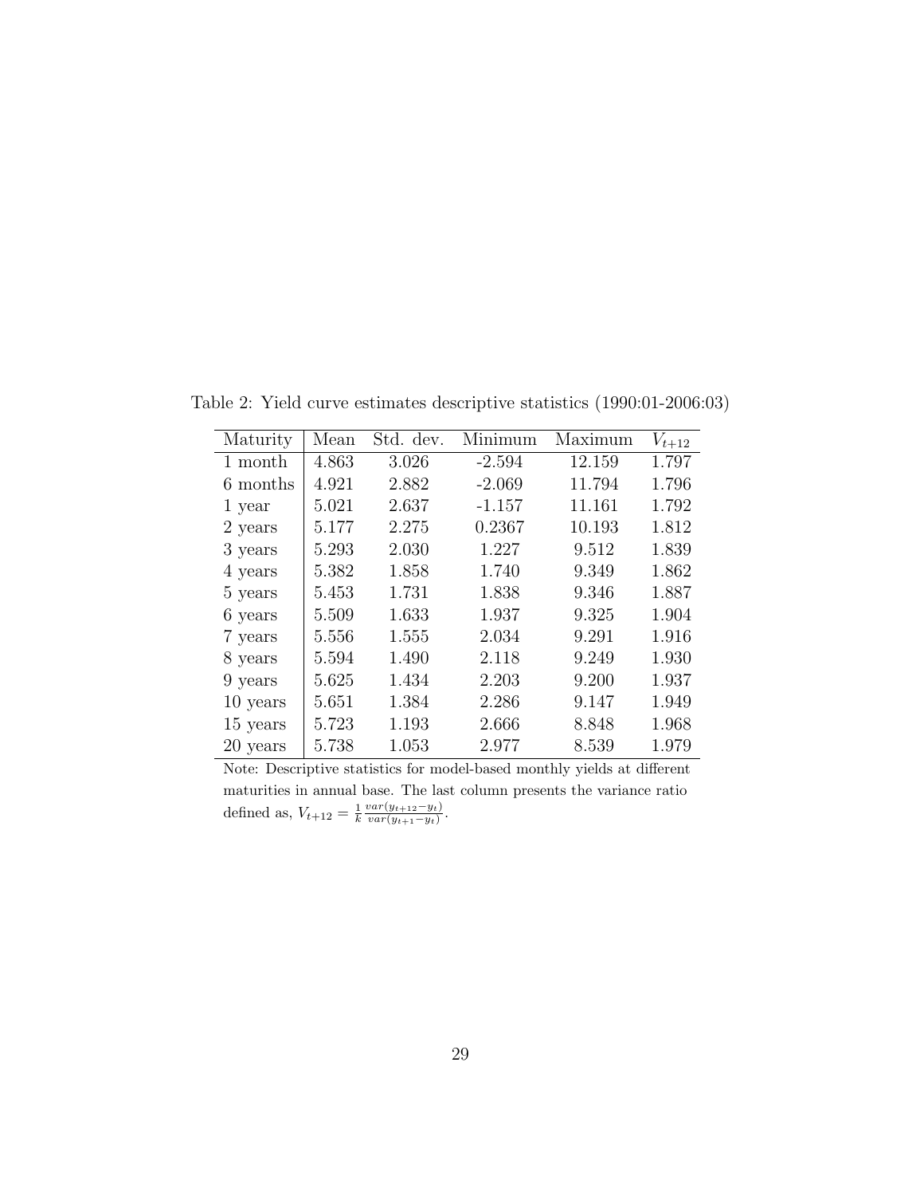Table 2: Yield curve estimates descriptive statistics (1990:01-2006:03)

| Maturity | Mean | Std. dev. | Minimum | Maximum | $V_{t+12}$ |
|---|---|---|---|---|---|
| 1 month | 4.863 | 3.026 | -2.594 | 12.159 | 1.797 |
| 6 months | 4.921 | 2.882 | -2.069 | 11.794 | 1.796 |
| 1 year | 5.021 | 2.637 | -1.157 | 11.161 | 1.792 |
| 2 years | 5.177 | 2.275 | 0.2367 | 10.193 | 1.812 |
| 3 years | 5.293 | 2.030 | 1.227 | 9.512 | 1.839 |
| 4 years | 5.382 | 1.858 | 1.740 | 9.349 | 1.862 |
| 5 years | 5.453 | 1.731 | 1.838 | 9.346 | 1.887 |
| 6 years | 5.509 | 1.633 | 1.937 | 9.325 | 1.904 |
| 7 years | 5.556 | 1.555 | 2.034 | 9.291 | 1.916 |
| 8 years | 5.594 | 1.490 | 2.118 | 9.249 | 1.930 |
| 9 years | 5.625 | 1.434 | 2.203 | 9.200 | 1.937 |
| 10 years | 5.651 | 1.384 | 2.286 | 9.147 | 1.949 |
| 15 years | 5.723 | 1.193 | 2.666 | 8.848 | 1.968 |
| 20 years | 5.738 | 1.053 | 2.977 | 8.539 | 1.979 |

Note: Descriptive statistics for model-based monthly yields at different maturities in annual base. The last column presents the variance ratio defined as, $V_{t+12} = \frac{1}{k} \frac{var(y_{t+12} - y_t)}{var(y_{t+1} - y_t)}$.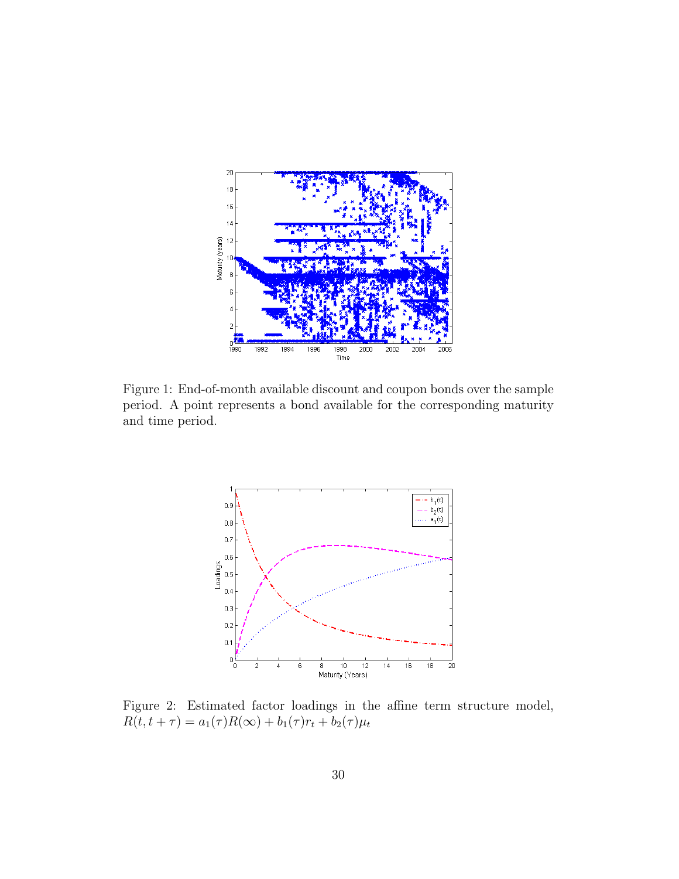Figure 1: End-of-month available discount and coupon bonds over the sample period. A point represents a bond available for the corresponding maturity and time period.

Figure 2: Estimated factor loadings in the affine term structure model, $R(t, t+\tau) = a_1(\tau)R(\infty) + b_1(\tau)r_t + b_2(\tau)\mu_t$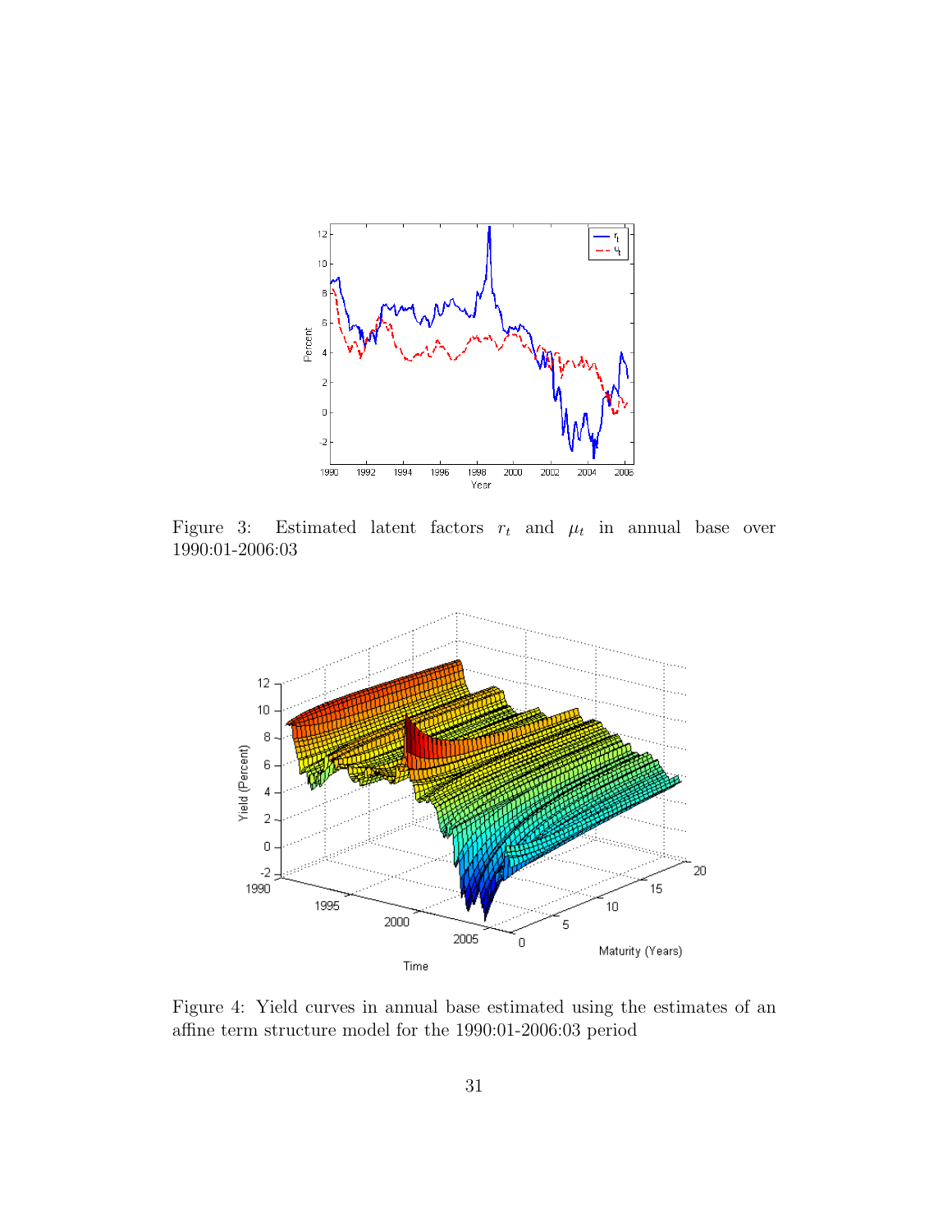Figure 3: Estimated latent factors $r_t$ and $\mu_t$ in annual base over 1990:01-2006:03

Figure 4: Yield curves in annual base estimated using the estimates of an affine term structure model for the 1990:01-2006:03 period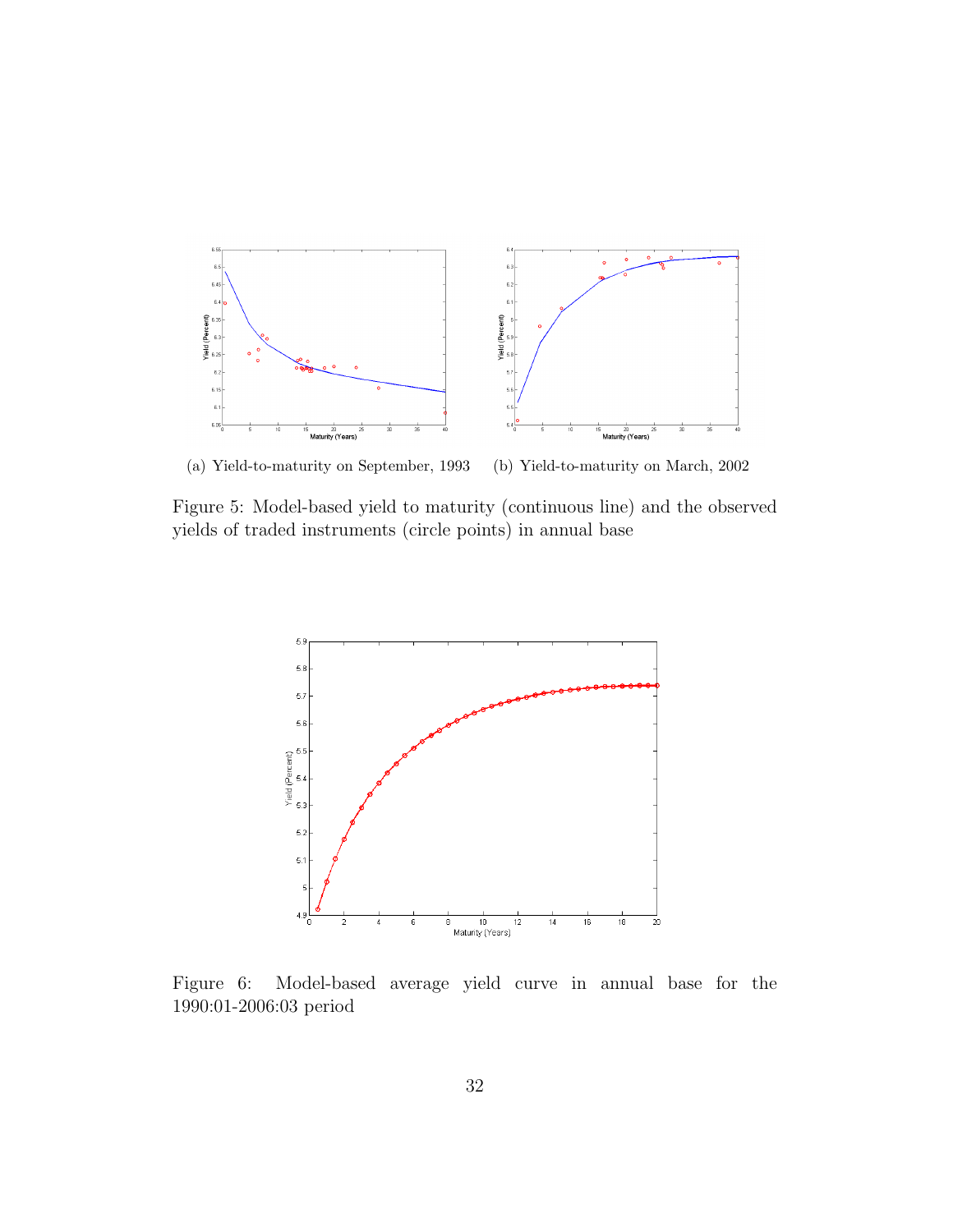(a) Yield-to-maturity on September, 1993 (b) Yield-to-maturity on March, 2002

Figure 5: Model-based yield to maturity (continuous line) and the observed yields of traded instruments (circle points) in annual base

Figure 6: Model-based average yield curve in annual base for the 1990:01-2006:03 period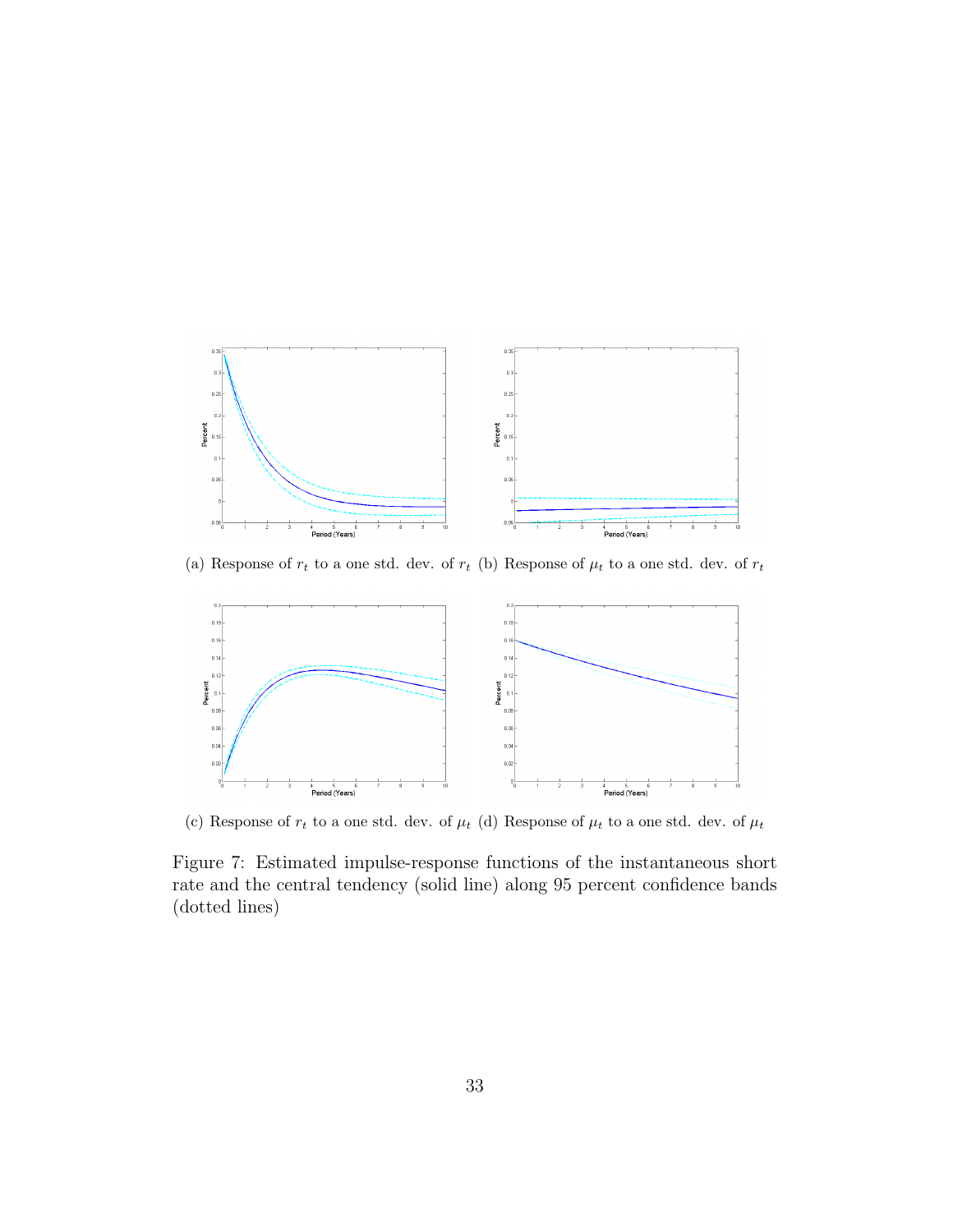(a) Response of $r_t$ to a one std. dev. of $r_t$ (b) Response of $\mu_t$ to a one std. dev. of $r_t$

(c) Response of $r_t$ to a one std. dev. of $\mu_t$ (d) Response of $\mu_t$ to a one std. dev. of $\mu_t$

Figure 7: Estimated impulse-response functions of the instantaneous short rate and the central tendency (solid line) along 95 percent confidence bands (dotted lines)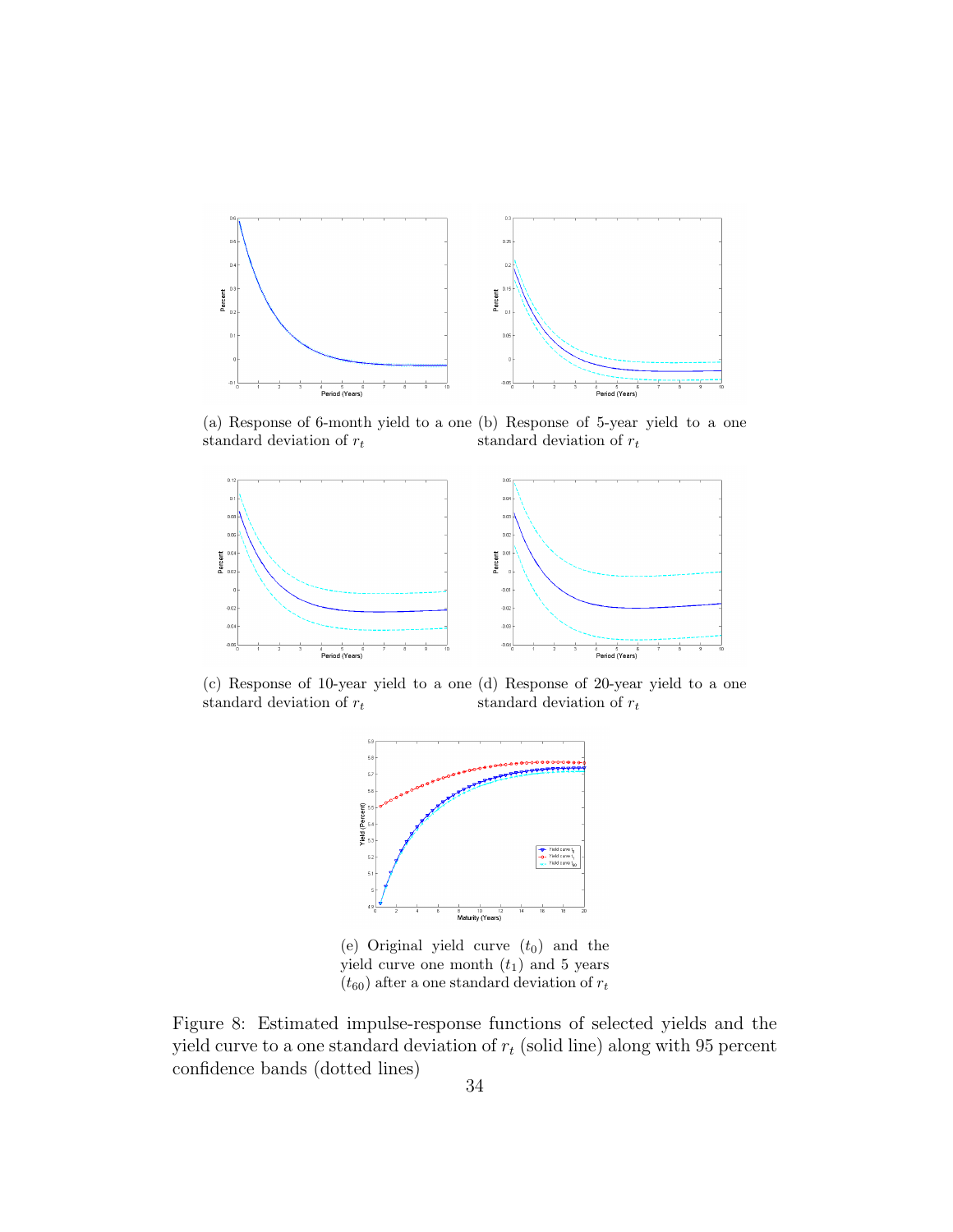(a) Response of 6-month yield to a one standard deviation of $r_t$

(b) Response of 5-year yield to a one standard deviation of $r_t$

(c) Response of 10-year yield to a one standard deviation of $r_t$

(d) Response of 20-year yield to a one standard deviation of $r_t$

(e) Original yield curve ($t_0$) and the yield curve one month ($t_1$) and 5 years ($t_{60}$) after a one standard deviation of $r_t$

Figure 8: Estimated impulse-response functions of selected yields and the yield curve to a one standard deviation of $r_t$ (solid line) along with 95 percent confidence bands (dotted lines)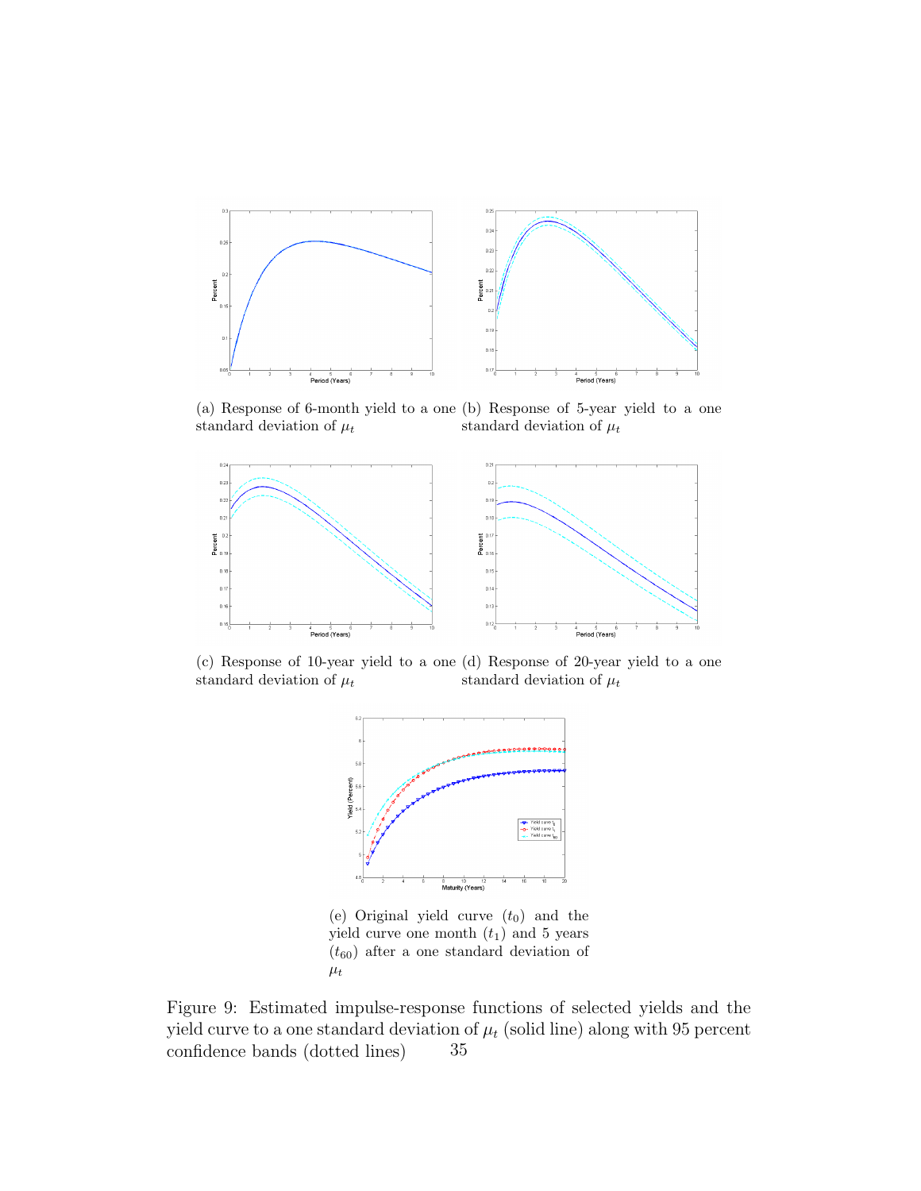0.3
0.25
0.2
0.15
0.1
0.05
Percent
0 1 2 3 4 5 6 7 8 9 10
Period (Years)

(a) Response of 6-month yield to a one standard deviation of $\mu_t$

0.25
0.24
0.23
0.22
0.21
0.2
0.19
0.18
0.17
Percent
0 1 2 3 4 5 6 7 8 9 10
Period (Years)

(b) Response of 5-year yield to a one standard deviation of $\mu_t$

0.24
0.23
0.22
0.21
0.2
0.19
0.18
0.17
0.16
0.15
Percent
0 1 2 3 4 5 6 7 8 9 10
Period (Years)

(c) Response of 10-year yield to a one standard deviation of $\mu_t$

0.21
0.2
0.19
0.18
0.17
0.16
0.15
0.14
0.13
0.12
Percent
0 1 2 3 4 5 6 7 8 9 10
Period (Years)

(d) Response of 20-year yield to a one standard deviation of $\mu_t$

6.2
6
5.8
5.6
5.4
5.2
5
4.8
Yield (Percent)
0 2 4 6 8 10 12 14 16 18 20
Maturity (Years)
Yield curve $t_0$
Yield curve $t_1$
Yield curve $t_{60}$

(e) Original yield curve ($t_0$) and the yield curve one month ($t_1$) and 5 years ($t_{60}$) after a one standard deviation of $\mu_t$

Figure 9: Estimated impulse-response functions of selected yields and the yield curve to a one standard deviation of $\mu_t$ (solid line) along with 95 percent confidence bands (dotted lines)